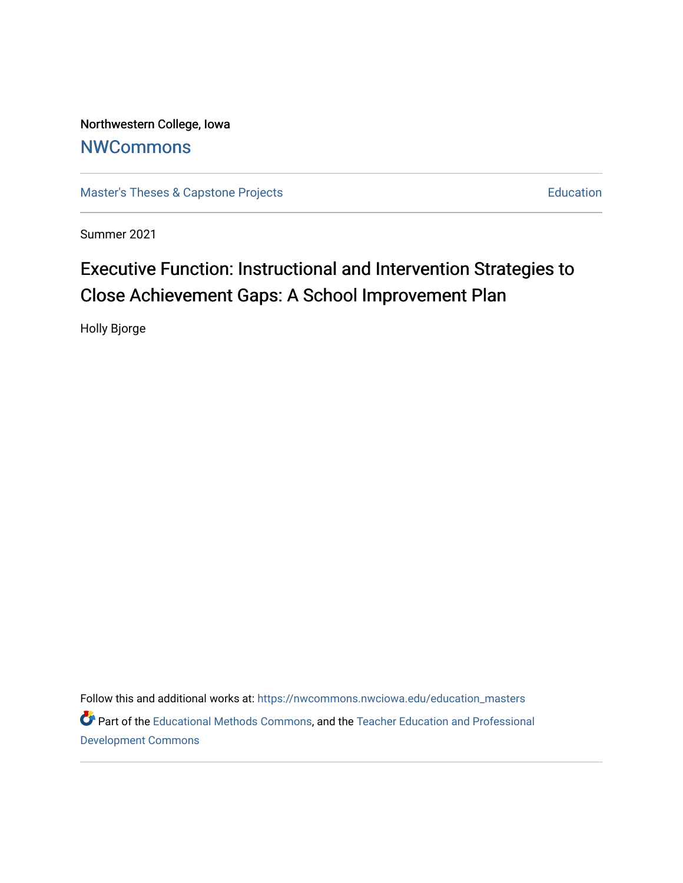Northwestern College, Iowa

# NWCommons

Master's Theses & Capstone Projects | Education

Summer 2021

## Executive Function: Instructional and Intervention Strategies to Close Achievement Gaps: A School Improvement Plan

Holly Bjorge

Follow this and additional works at: https://nwcommons.nwciowa.edu/education_masters

Part of the Educational Methods Commons, and the Teacher Education and Professional Development Commons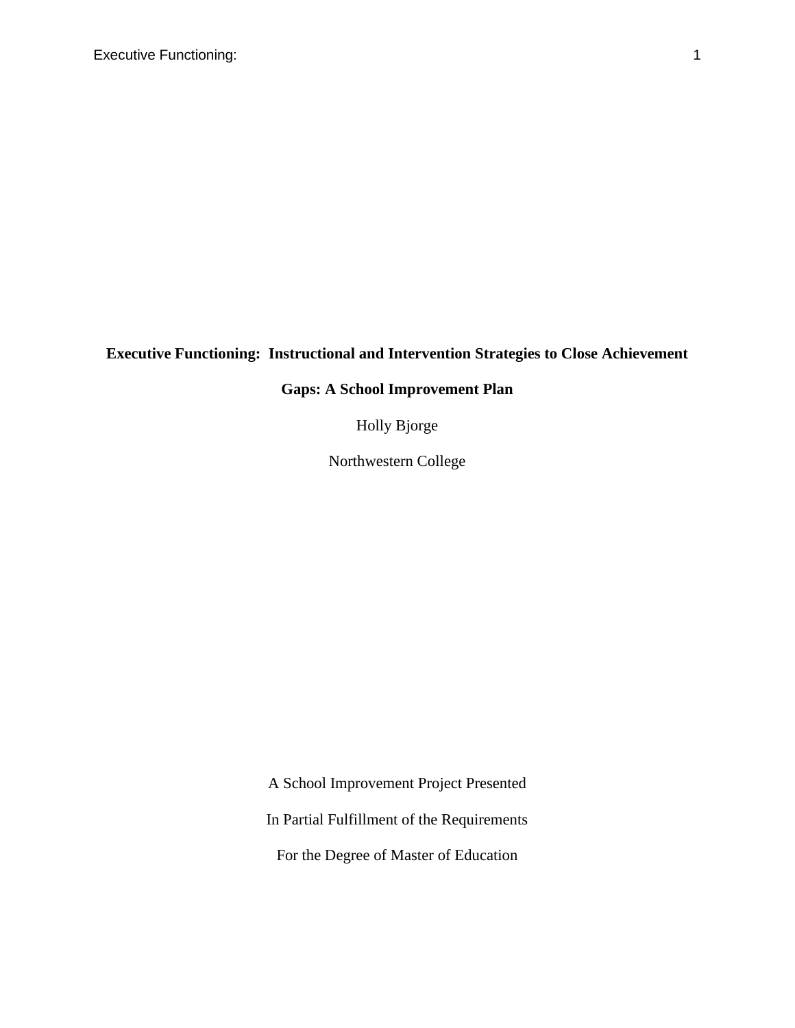# Executive Functioning: Instructional and Intervention Strategies to Close Achievement Gaps: A School Improvement Plan

Holly Bjorge

Northwestern College

A School Improvement Project Presented

In Partial Fulfillment of the Requirements

For the Degree of Master of Education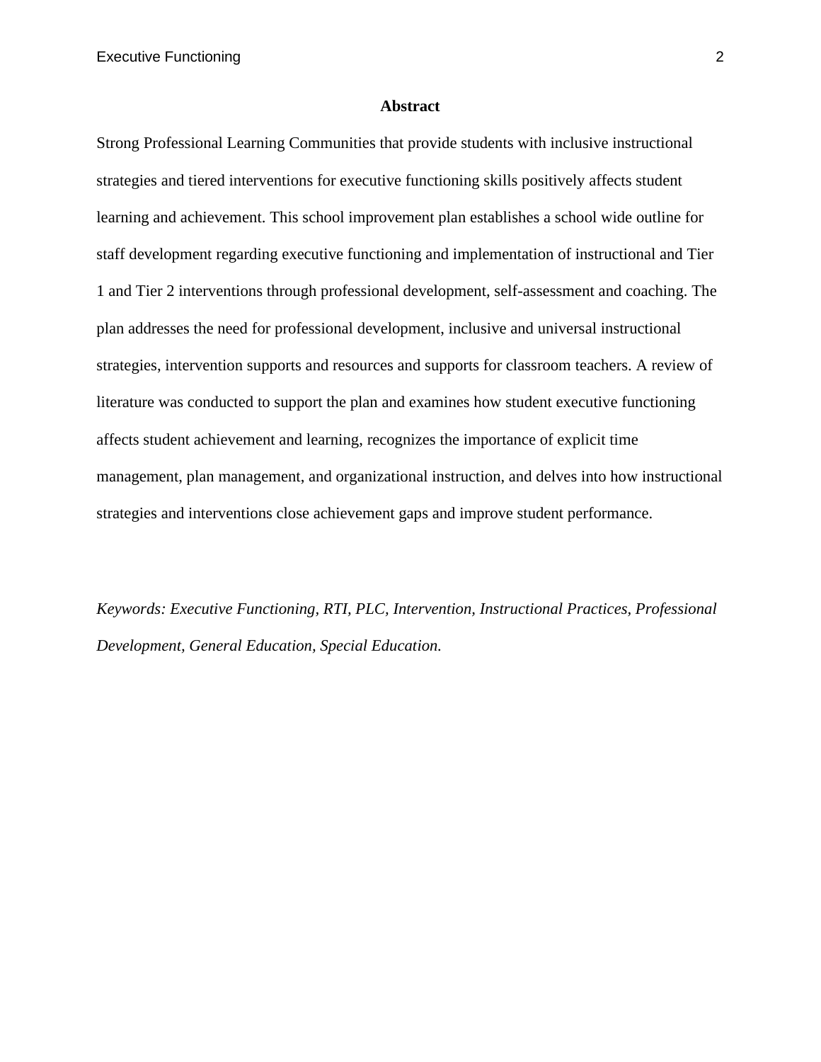# Abstract

Strong Professional Learning Communities that provide students with inclusive instructional strategies and tiered interventions for executive functioning skills positively affects student learning and achievement. This school improvement plan establishes a school wide outline for staff development regarding executive functioning and implementation of instructional and Tier 1 and Tier 2 interventions through professional development, self-assessment and coaching. The plan addresses the need for professional development, inclusive and universal instructional strategies, intervention supports and resources and supports for classroom teachers. A review of literature was conducted to support the plan and examines how student executive functioning affects student achievement and learning, recognizes the importance of explicit time management, plan management, and organizational instruction, and delves into how instructional strategies and interventions close achievement gaps and improve student performance.

*Keywords: Executive Functioning, RTI, PLC, Intervention, Instructional Practices, Professional Development, General Education, Special Education.*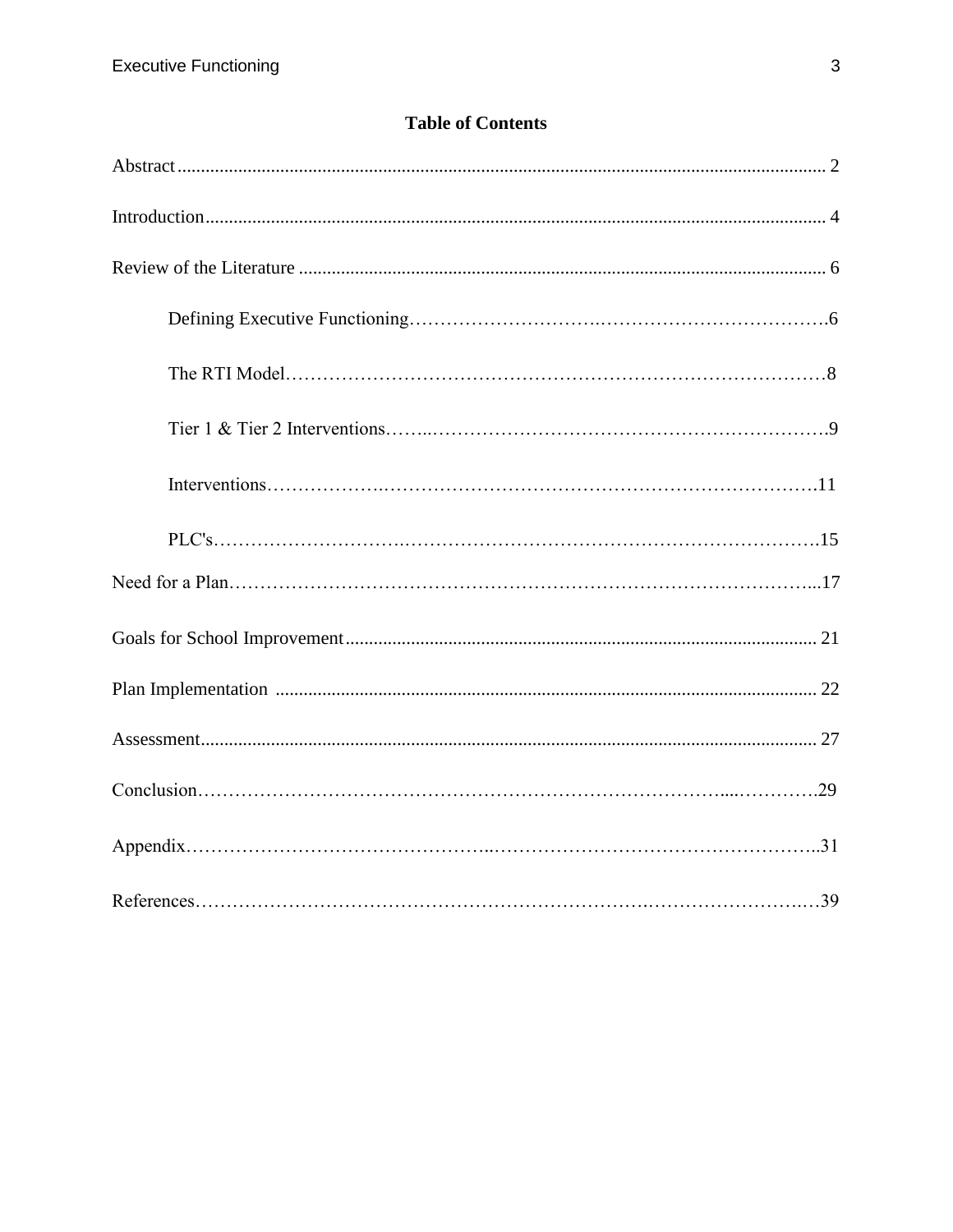## Table of Contents

Abstract........................................................................................................................................ 2

Introduction.................................................................................................................................. 4

Review of the Literature .............................................................................................................. 6

- Defining Executive Functioning………………………….……………………………….6
- The RTI Model……………………………………………………………………………8
- Tier 1 & Tier 2 Interventions……..……………………………………………………….9
- Interventions……………….…………………………………………………………….11
- PLC's……………………….…………………………………………………………….15

Need for a Plan…………………………………………………………………………………...17

Goals for School Improvement................................................................................................... 21

Plan Implementation .................................................................................................................. 22

Assessment.................................................................................................................................. 27

Conclusion…………………………………………………………………………...………….29

Appendix………………………………………..……………………………………………..31

References…………………………………………………………….…………………….…39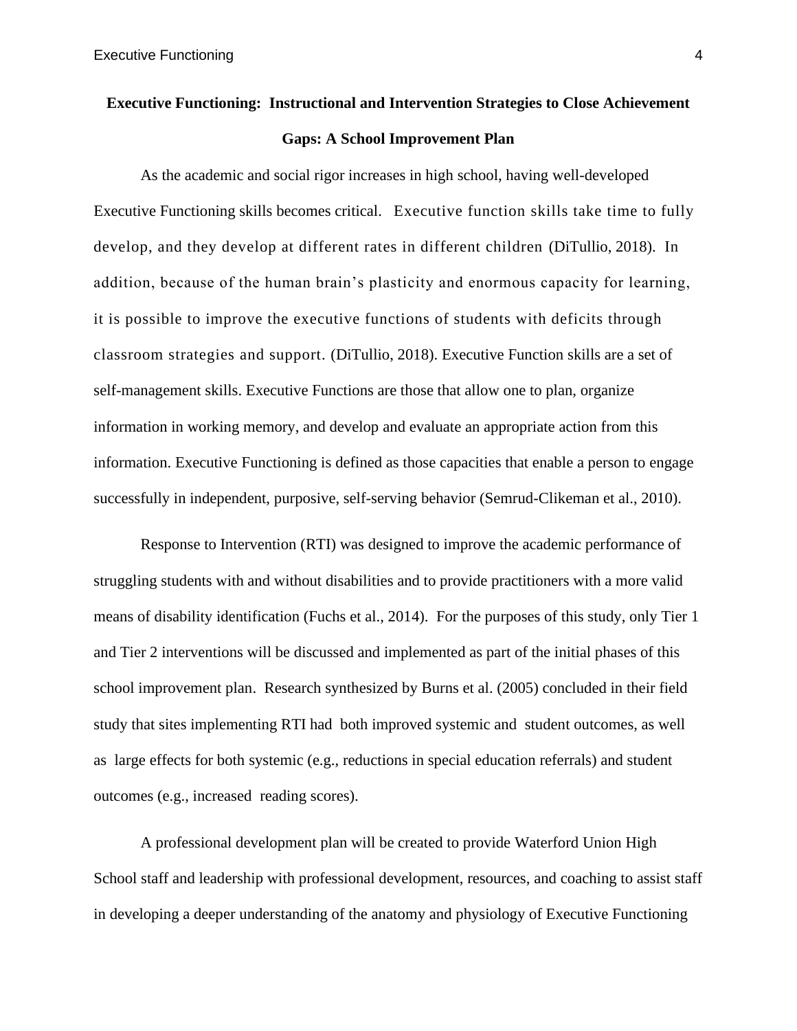**Executive Functioning: Instructional and Intervention Strategies to Close Achievement Gaps: A School Improvement Plan**

As the academic and social rigor increases in high school, having well-developed Executive Functioning skills becomes critical. Executive function skills take time to fully develop, and they develop at different rates in different children (DiTullio, 2018). In addition, because of the human brain's plasticity and enormous capacity for learning, it is possible to improve the executive functions of students with deficits through classroom strategies and support. (DiTullio, 2018). Executive Function skills are a set of self-management skills. Executive Functions are those that allow one to plan, organize information in working memory, and develop and evaluate an appropriate action from this information. Executive Functioning is defined as those capacities that enable a person to engage successfully in independent, purposive, self-serving behavior (Semrud-Clikeman et al., 2010).

Response to Intervention (RTI) was designed to improve the academic performance of struggling students with and without disabilities and to provide practitioners with a more valid means of disability identification (Fuchs et al., 2014). For the purposes of this study, only Tier 1 and Tier 2 interventions will be discussed and implemented as part of the initial phases of this school improvement plan. Research synthesized by Burns et al. (2005) concluded in their field study that sites implementing RTI had both improved systemic and student outcomes, as well as large effects for both systemic (e.g., reductions in special education referrals) and student outcomes (e.g., increased reading scores).

A professional development plan will be created to provide Waterford Union High School staff and leadership with professional development, resources, and coaching to assist staff in developing a deeper understanding of the anatomy and physiology of Executive Functioning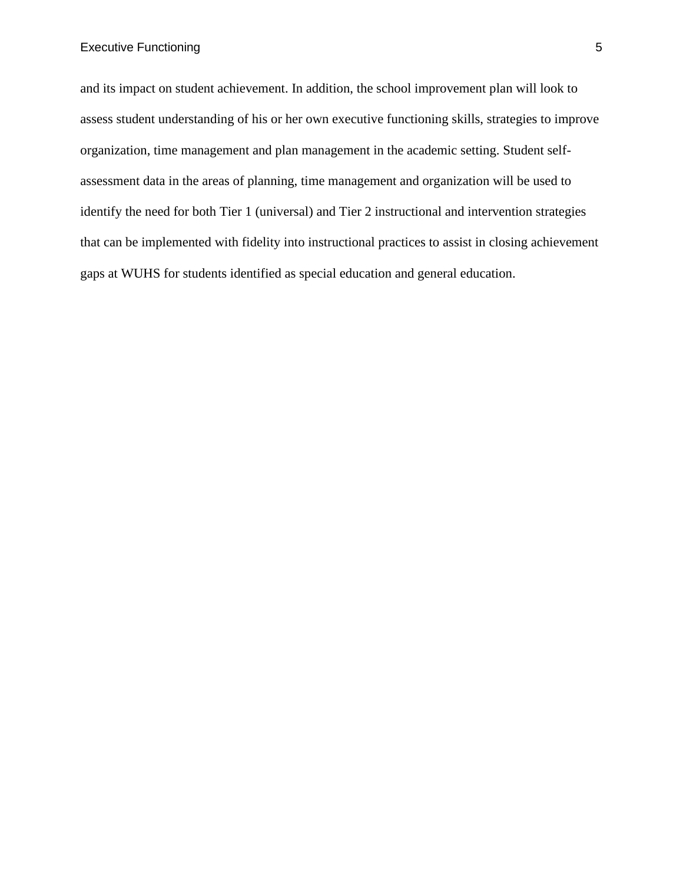and its impact on student achievement. In addition, the school improvement plan will look to assess student understanding of his or her own executive functioning skills, strategies to improve organization, time management and plan management in the academic setting. Student self-assessment data in the areas of planning, time management and organization will be used to identify the need for both Tier 1 (universal) and Tier 2 instructional and intervention strategies that can be implemented with fidelity into instructional practices to assist in closing achievement gaps at WUHS for students identified as special education and general education.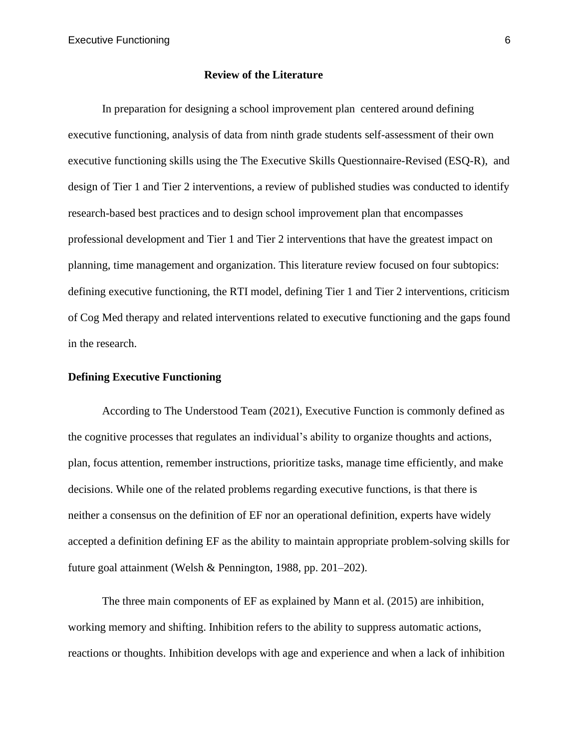## Review of the Literature

In preparation for designing a school improvement plan centered around defining executive functioning, analysis of data from ninth grade students self-assessment of their own executive functioning skills using the The Executive Skills Questionnaire-Revised (ESQ-R), and design of Tier 1 and Tier 2 interventions, a review of published studies was conducted to identify research-based best practices and to design school improvement plan that encompasses professional development and Tier 1 and Tier 2 interventions that have the greatest impact on planning, time management and organization. This literature review focused on four subtopics: defining executive functioning, the RTI model, defining Tier 1 and Tier 2 interventions, criticism of Cog Med therapy and related interventions related to executive functioning and the gaps found in the research.

### Defining Executive Functioning

According to The Understood Team (2021), Executive Function is commonly defined as the cognitive processes that regulates an individual's ability to organize thoughts and actions, plan, focus attention, remember instructions, prioritize tasks, manage time efficiently, and make decisions. While one of the related problems regarding executive functions, is that there is neither a consensus on the definition of EF nor an operational definition, experts have widely accepted a definition defining EF as the ability to maintain appropriate problem-solving skills for future goal attainment (Welsh & Pennington, 1988, pp. 201–202).

The three main components of EF as explained by Mann et al. (2015) are inhibition, working memory and shifting. Inhibition refers to the ability to suppress automatic actions, reactions or thoughts. Inhibition develops with age and experience and when a lack of inhibition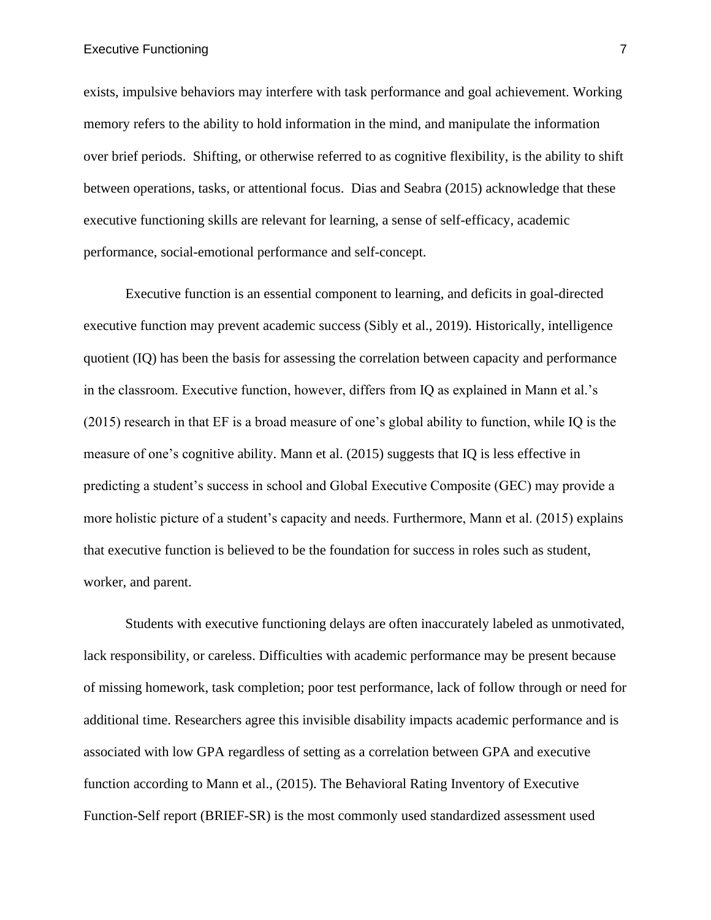exists, impulsive behaviors may interfere with task performance and goal achievement. Working memory refers to the ability to hold information in the mind, and manipulate the information over brief periods. Shifting, or otherwise referred to as cognitive flexibility, is the ability to shift between operations, tasks, or attentional focus. Dias and Seabra (2015) acknowledge that these executive functioning skills are relevant for learning, a sense of self-efficacy, academic performance, social-emotional performance and self-concept.

Executive function is an essential component to learning, and deficits in goal-directed executive function may prevent academic success (Sibly et al., 2019). Historically, intelligence quotient (IQ) has been the basis for assessing the correlation between capacity and performance in the classroom. Executive function, however, differs from IQ as explained in Mann et al.'s (2015) research in that EF is a broad measure of one's global ability to function, while IQ is the measure of one's cognitive ability. Mann et al. (2015) suggests that IQ is less effective in predicting a student's success in school and Global Executive Composite (GEC) may provide a more holistic picture of a student's capacity and needs. Furthermore, Mann et al. (2015) explains that executive function is believed to be the foundation for success in roles such as student, worker, and parent.

Students with executive functioning delays are often inaccurately labeled as unmotivated, lack responsibility, or careless. Difficulties with academic performance may be present because of missing homework, task completion; poor test performance, lack of follow through or need for additional time. Researchers agree this invisible disability impacts academic performance and is associated with low GPA regardless of setting as a correlation between GPA and executive function according to Mann et al., (2015). The Behavioral Rating Inventory of Executive Function-Self report (BRIEF-SR) is the most commonly used standardized assessment used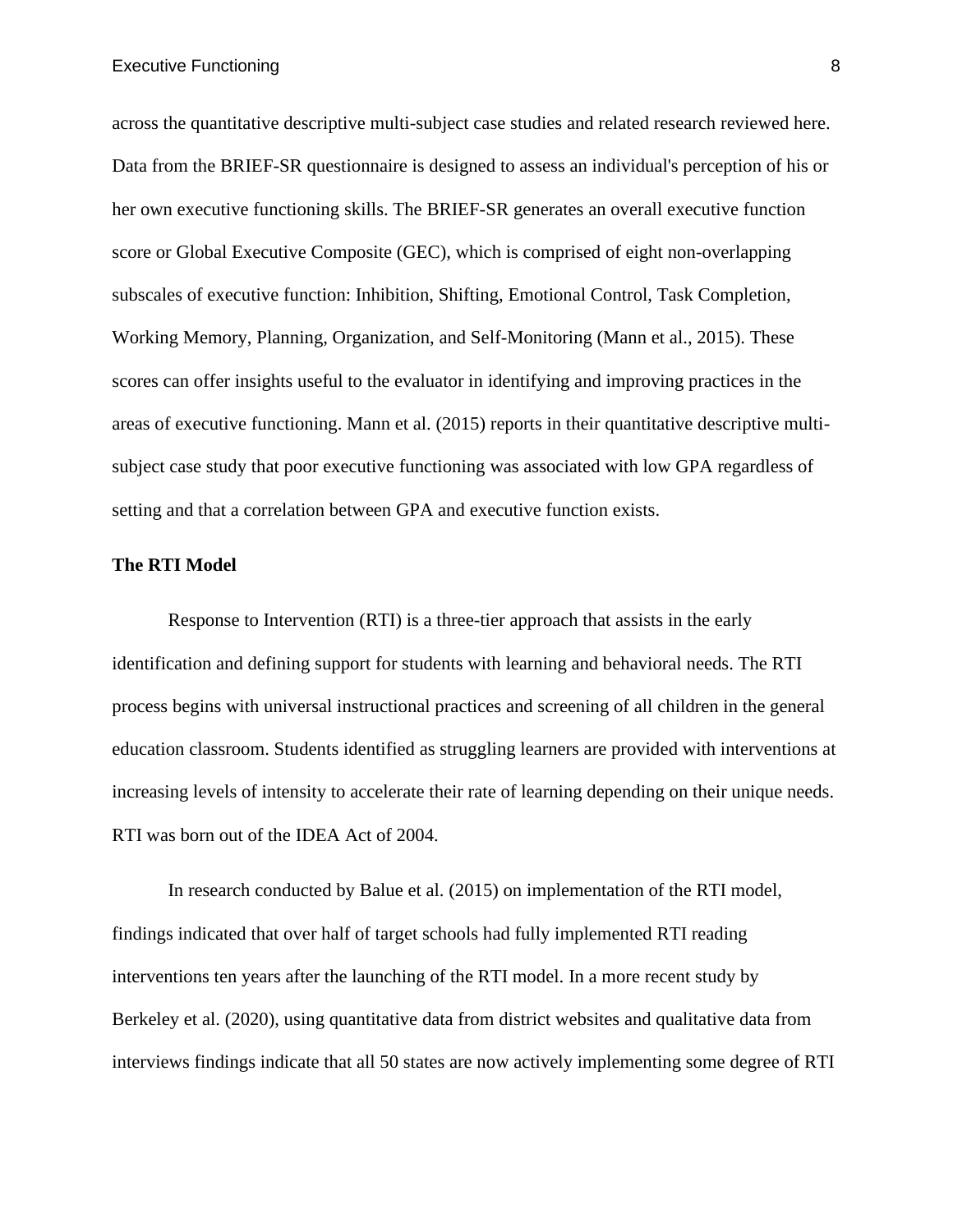across the quantitative descriptive multi-subject case studies and related research reviewed here. Data from the BRIEF-SR questionnaire is designed to assess an individual's perception of his or her own executive functioning skills. The BRIEF-SR generates an overall executive function score or Global Executive Composite (GEC), which is comprised of eight non-overlapping subscales of executive function: Inhibition, Shifting, Emotional Control, Task Completion, Working Memory, Planning, Organization, and Self-Monitoring (Mann et al., 2015). These scores can offer insights useful to the evaluator in identifying and improving practices in the areas of executive functioning. Mann et al. (2015) reports in their quantitative descriptive multi-subject case study that poor executive functioning was associated with low GPA regardless of setting and that a correlation between GPA and executive function exists.

**The RTI Model**

Response to Intervention (RTI) is a three-tier approach that assists in the early identification and defining support for students with learning and behavioral needs. The RTI process begins with universal instructional practices and screening of all children in the general education classroom. Students identified as struggling learners are provided with interventions at increasing levels of intensity to accelerate their rate of learning depending on their unique needs. RTI was born out of the IDEA Act of 2004.

In research conducted by Balue et al. (2015) on implementation of the RTI model, findings indicated that over half of target schools had fully implemented RTI reading interventions ten years after the launching of the RTI model. In a more recent study by Berkeley et al. (2020), using quantitative data from district websites and qualitative data from interviews findings indicate that all 50 states are now actively implementing some degree of RTI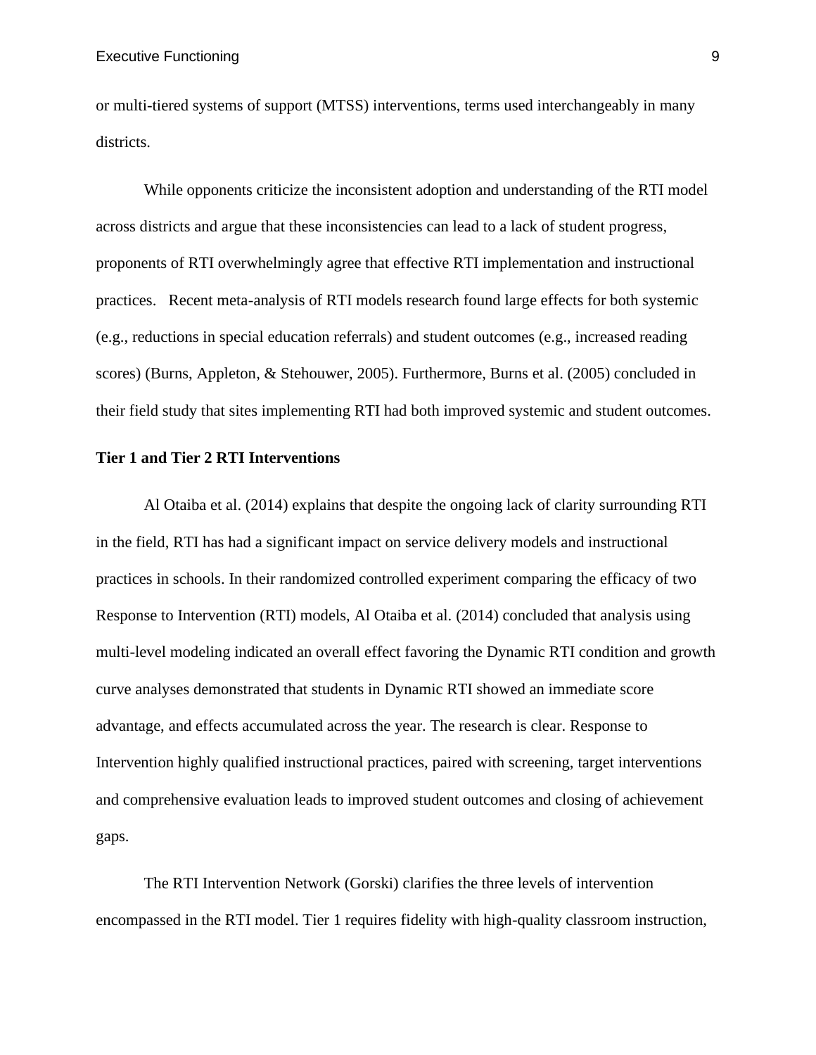or multi-tiered systems of support (MTSS) interventions, terms used interchangeably in many districts.

While opponents criticize the inconsistent adoption and understanding of the RTI model across districts and argue that these inconsistencies can lead to a lack of student progress, proponents of RTI overwhelmingly agree that effective RTI implementation and instructional practices. Recent meta-analysis of RTI models research found large effects for both systemic (e.g., reductions in special education referrals) and student outcomes (e.g., increased reading scores) (Burns, Appleton, & Stehouwer, 2005). Furthermore, Burns et al. (2005) concluded in their field study that sites implementing RTI had both improved systemic and student outcomes.

**Tier 1 and Tier 2 RTI Interventions**

Al Otaiba et al. (2014) explains that despite the ongoing lack of clarity surrounding RTI in the field, RTI has had a significant impact on service delivery models and instructional practices in schools. In their randomized controlled experiment comparing the efficacy of two Response to Intervention (RTI) models, Al Otaiba et al. (2014) concluded that analysis using multi-level modeling indicated an overall effect favoring the Dynamic RTI condition and growth curve analyses demonstrated that students in Dynamic RTI showed an immediate score advantage, and effects accumulated across the year. The research is clear. Response to Intervention highly qualified instructional practices, paired with screening, target interventions and comprehensive evaluation leads to improved student outcomes and closing of achievement gaps.

The RTI Intervention Network (Gorski) clarifies the three levels of intervention encompassed in the RTI model. Tier 1 requires fidelity with high-quality classroom instruction,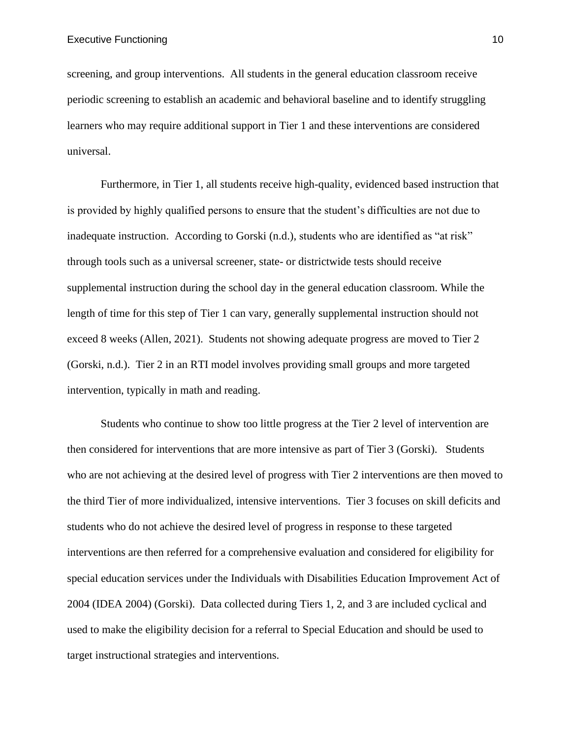screening, and group interventions. All students in the general education classroom receive periodic screening to establish an academic and behavioral baseline and to identify struggling learners who may require additional support in Tier 1 and these interventions are considered universal.

Furthermore, in Tier 1, all students receive high-quality, evidenced based instruction that is provided by highly qualified persons to ensure that the student's difficulties are not due to inadequate instruction. According to Gorski (n.d.), students who are identified as "at risk" through tools such as a universal screener, state- or districtwide tests should receive supplemental instruction during the school day in the general education classroom. While the length of time for this step of Tier 1 can vary, generally supplemental instruction should not exceed 8 weeks (Allen, 2021). Students not showing adequate progress are moved to Tier 2 (Gorski, n.d.). Tier 2 in an RTI model involves providing small groups and more targeted intervention, typically in math and reading.

Students who continue to show too little progress at the Tier 2 level of intervention are then considered for interventions that are more intensive as part of Tier 3 (Gorski). Students who are not achieving at the desired level of progress with Tier 2 interventions are then moved to the third Tier of more individualized, intensive interventions. Tier 3 focuses on skill deficits and students who do not achieve the desired level of progress in response to these targeted interventions are then referred for a comprehensive evaluation and considered for eligibility for special education services under the Individuals with Disabilities Education Improvement Act of 2004 (IDEA 2004) (Gorski). Data collected during Tiers 1, 2, and 3 are included cyclical and used to make the eligibility decision for a referral to Special Education and should be used to target instructional strategies and interventions.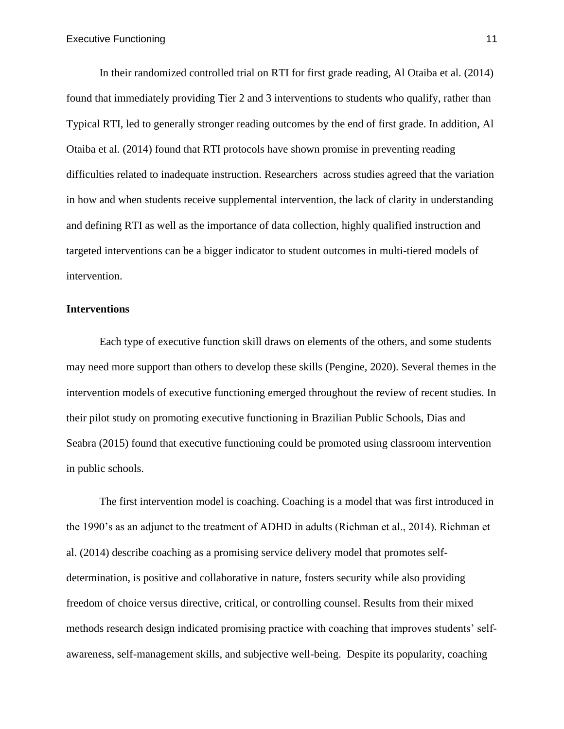In their randomized controlled trial on RTI for first grade reading, Al Otaiba et al. (2014) found that immediately providing Tier 2 and 3 interventions to students who qualify, rather than Typical RTI, led to generally stronger reading outcomes by the end of first grade. In addition, Al Otaiba et al. (2014) found that RTI protocols have shown promise in preventing reading difficulties related to inadequate instruction. Researchers across studies agreed that the variation in how and when students receive supplemental intervention, the lack of clarity in understanding and defining RTI as well as the importance of data collection, highly qualified instruction and targeted interventions can be a bigger indicator to student outcomes in multi-tiered models of intervention.

**Interventions**

Each type of executive function skill draws on elements of the others, and some students may need more support than others to develop these skills (Pengine, 2020). Several themes in the intervention models of executive functioning emerged throughout the review of recent studies. In their pilot study on promoting executive functioning in Brazilian Public Schools, Dias and Seabra (2015) found that executive functioning could be promoted using classroom intervention in public schools.

The first intervention model is coaching. Coaching is a model that was first introduced in the 1990's as an adjunct to the treatment of ADHD in adults (Richman et al., 2014). Richman et al. (2014) describe coaching as a promising service delivery model that promotes self-determination, is positive and collaborative in nature, fosters security while also providing freedom of choice versus directive, critical, or controlling counsel. Results from their mixed methods research design indicated promising practice with coaching that improves students' self-awareness, self-management skills, and subjective well-being. Despite its popularity, coaching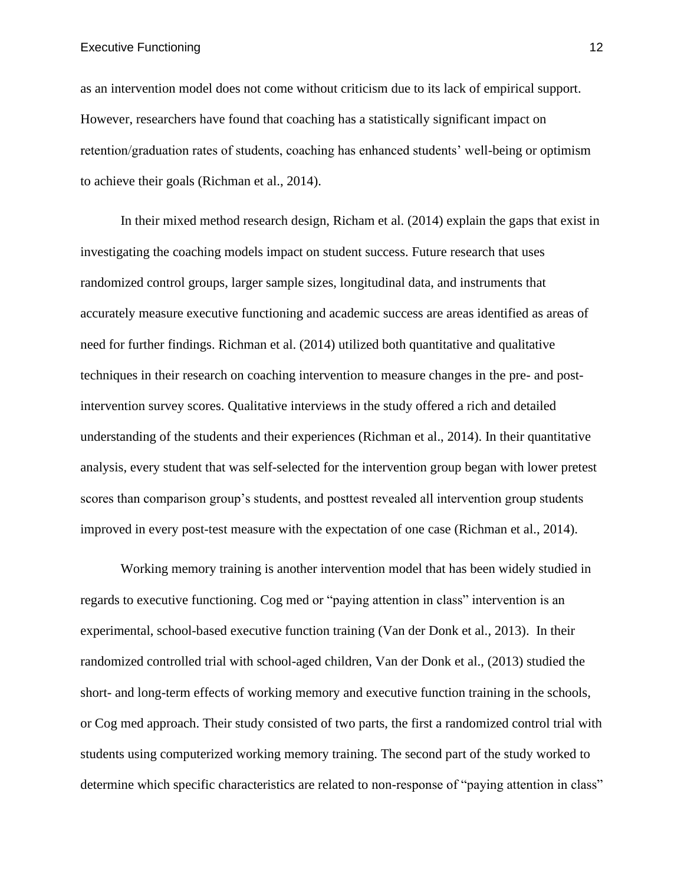as an intervention model does not come without criticism due to its lack of empirical support. However, researchers have found that coaching has a statistically significant impact on retention/graduation rates of students, coaching has enhanced students' well-being or optimism to achieve their goals (Richman et al., 2014).

In their mixed method research design, Richam et al. (2014) explain the gaps that exist in investigating the coaching models impact on student success. Future research that uses randomized control groups, larger sample sizes, longitudinal data, and instruments that accurately measure executive functioning and academic success are areas identified as areas of need for further findings. Richman et al. (2014) utilized both quantitative and qualitative techniques in their research on coaching intervention to measure changes in the pre- and post-intervention survey scores. Qualitative interviews in the study offered a rich and detailed understanding of the students and their experiences (Richman et al., 2014). In their quantitative analysis, every student that was self-selected for the intervention group began with lower pretest scores than comparison group's students, and posttest revealed all intervention group students improved in every post-test measure with the expectation of one case (Richman et al., 2014).

Working memory training is another intervention model that has been widely studied in regards to executive functioning. Cog med or "paying attention in class" intervention is an experimental, school-based executive function training (Van der Donk et al., 2013). In their randomized controlled trial with school-aged children, Van der Donk et al., (2013) studied the short- and long-term effects of working memory and executive function training in the schools, or Cog med approach. Their study consisted of two parts, the first a randomized control trial with students using computerized working memory training. The second part of the study worked to determine which specific characteristics are related to non-response of "paying attention in class"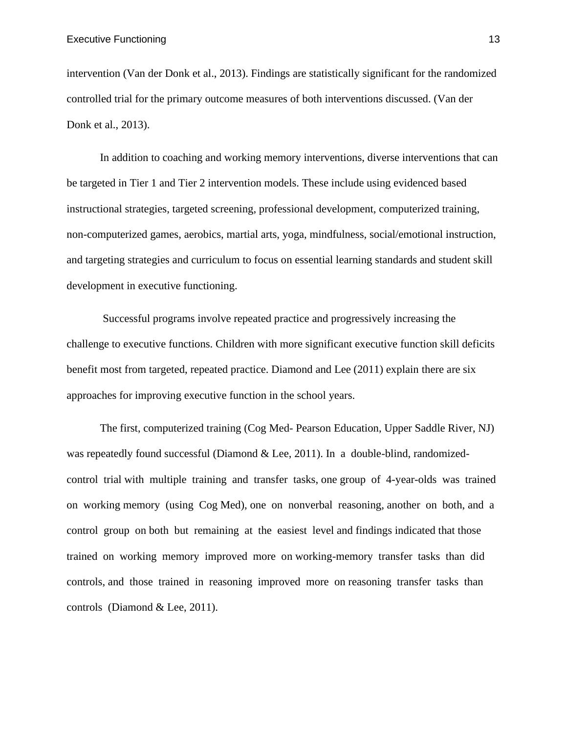intervention (Van der Donk et al., 2013). Findings are statistically significant for the randomized controlled trial for the primary outcome measures of both interventions discussed. (Van der Donk et al., 2013).

In addition to coaching and working memory interventions, diverse interventions that can be targeted in Tier 1 and Tier 2 intervention models. These include using evidenced based instructional strategies, targeted screening, professional development, computerized training, non-computerized games, aerobics, martial arts, yoga, mindfulness, social/emotional instruction, and targeting strategies and curriculum to focus on essential learning standards and student skill development in executive functioning.

Successful programs involve repeated practice and progressively increasing the challenge to executive functions. Children with more significant executive function skill deficits benefit most from targeted, repeated practice. Diamond and Lee (2011) explain there are six approaches for improving executive function in the school years.

The first, computerized training (Cog Med- Pearson Education, Upper Saddle River, NJ) was repeatedly found successful (Diamond & Lee, 2011). In a double-blind, randomized-control trial with multiple training and transfer tasks, one group of 4-year-olds was trained on working memory (using Cog Med), one on nonverbal reasoning, another on both, and a control group on both but remaining at the easiest level and findings indicated that those trained on working memory improved more on working-memory transfer tasks than did controls, and those trained in reasoning improved more on reasoning transfer tasks than controls (Diamond & Lee, 2011).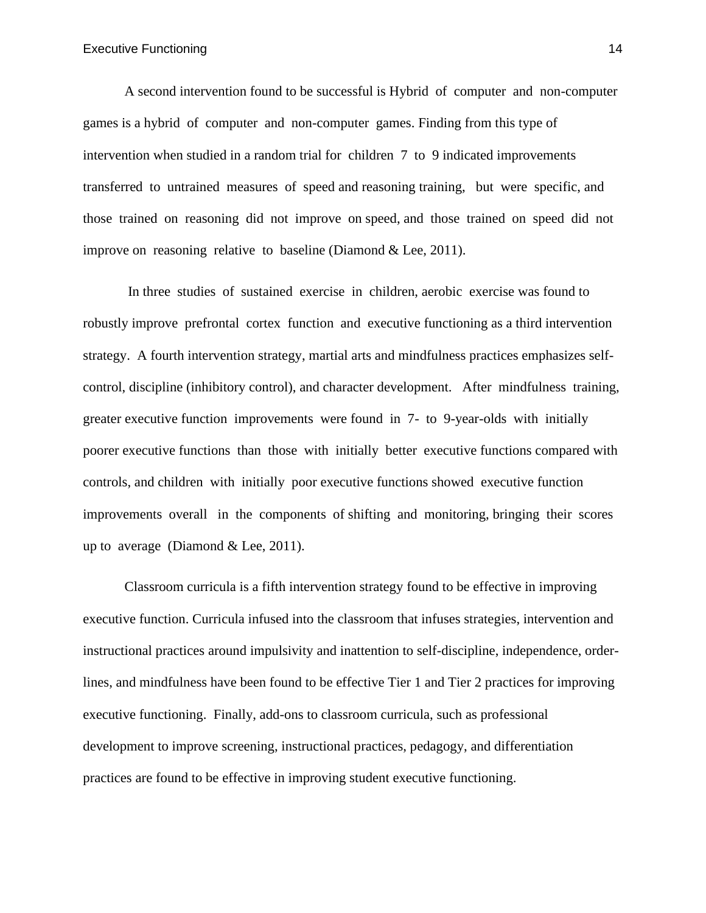A second intervention found to be successful is Hybrid of computer and non-computer games is a hybrid of computer and non-computer games. Finding from this type of intervention when studied in a random trial for children 7 to 9 indicated improvements transferred to untrained measures of speed and reasoning training, but were specific, and those trained on reasoning did not improve on speed, and those trained on speed did not improve on reasoning relative to baseline (Diamond & Lee, 2011).

In three studies of sustained exercise in children, aerobic exercise was found to robustly improve prefrontal cortex function and executive functioning as a third intervention strategy. A fourth intervention strategy, martial arts and mindfulness practices emphasizes self-control, discipline (inhibitory control), and character development. After mindfulness training, greater executive function improvements were found in 7- to 9-year-olds with initially poorer executive functions than those with initially better executive functions compared with controls, and children with initially poor executive functions showed executive function improvements overall in the components of shifting and monitoring, bringing their scores up to average (Diamond & Lee, 2011).

Classroom curricula is a fifth intervention strategy found to be effective in improving executive function. Curricula infused into the classroom that infuses strategies, intervention and instructional practices around impulsivity and inattention to self-discipline, independence, order-lines, and mindfulness have been found to be effective Tier 1 and Tier 2 practices for improving executive functioning. Finally, add-ons to classroom curricula, such as professional development to improve screening, instructional practices, pedagogy, and differentiation practices are found to be effective in improving student executive functioning.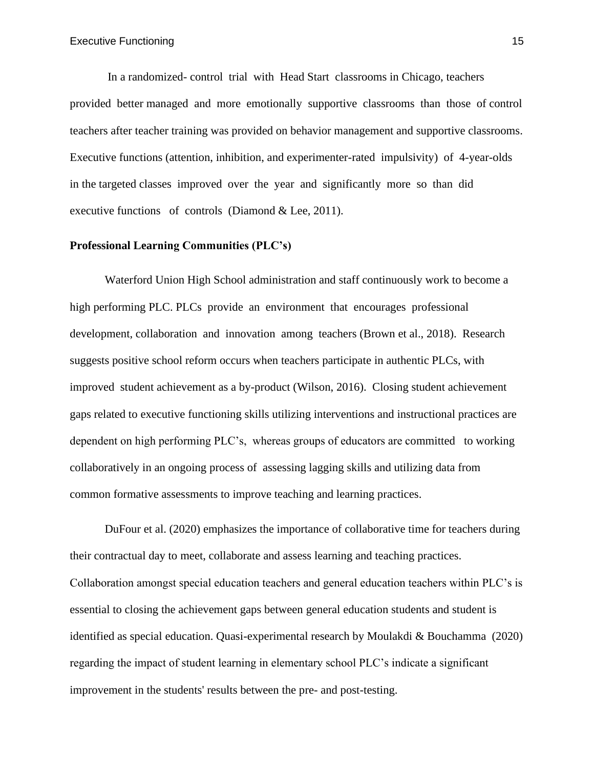In a randomized- control trial with Head Start classrooms in Chicago, teachers provided better managed and more emotionally supportive classrooms than those of control teachers after teacher training was provided on behavior management and supportive classrooms. Executive functions (attention, inhibition, and experimenter-rated impulsivity) of 4-year-olds in the targeted classes improved over the year and significantly more so than did executive functions of controls (Diamond & Lee, 2011).

**Professional Learning Communities (PLC's)**

Waterford Union High School administration and staff continuously work to become a high performing PLC. PLCs provide an environment that encourages professional development, collaboration and innovation among teachers (Brown et al., 2018). Research suggests positive school reform occurs when teachers participate in authentic PLCs, with improved student achievement as a by-product (Wilson, 2016). Closing student achievement gaps related to executive functioning skills utilizing interventions and instructional practices are dependent on high performing PLC's, whereas groups of educators are committed to working collaboratively in an ongoing process of assessing lagging skills and utilizing data from common formative assessments to improve teaching and learning practices.

DuFour et al. (2020) emphasizes the importance of collaborative time for teachers during their contractual day to meet, collaborate and assess learning and teaching practices. Collaboration amongst special education teachers and general education teachers within PLC's is essential to closing the achievement gaps between general education students and student is identified as special education. Quasi-experimental research by Moulakdi & Bouchamma (2020) regarding the impact of student learning in elementary school PLC's indicate a significant improvement in the students' results between the pre- and post-testing.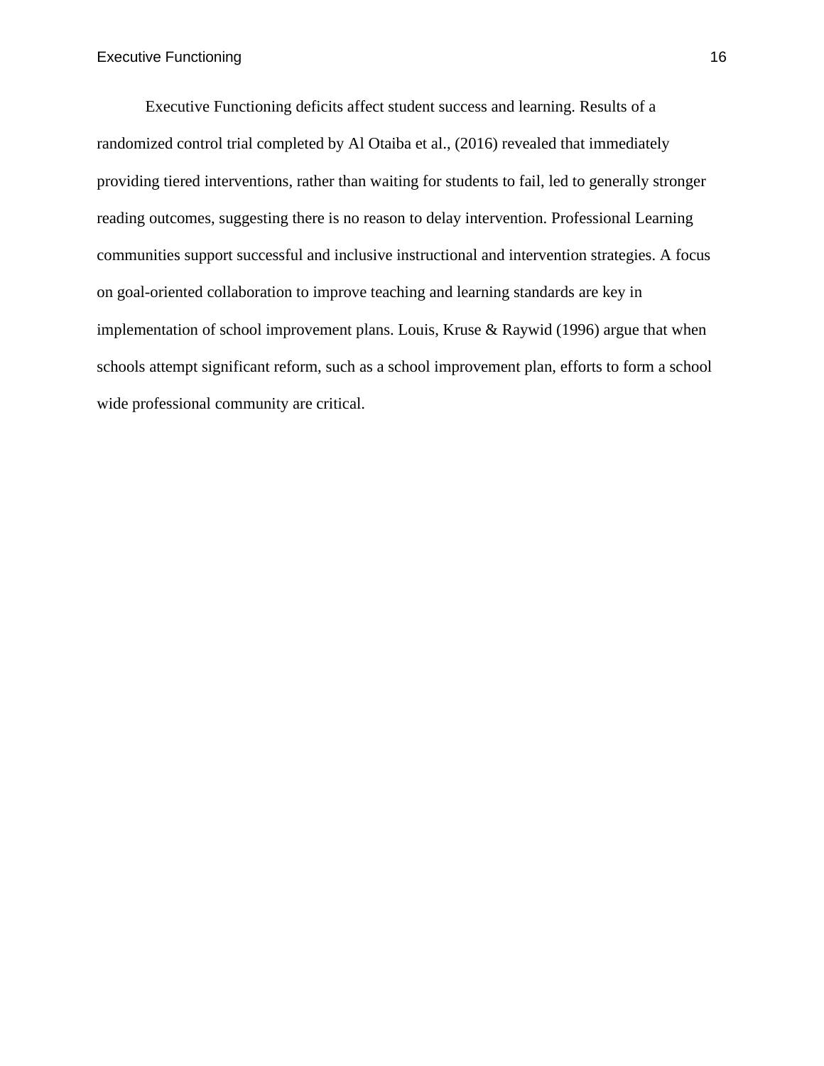Executive Functioning deficits affect student success and learning. Results of a randomized control trial completed by Al Otaiba et al., (2016) revealed that immediately providing tiered interventions, rather than waiting for students to fail, led to generally stronger reading outcomes, suggesting there is no reason to delay intervention. Professional Learning communities support successful and inclusive instructional and intervention strategies. A focus on goal-oriented collaboration to improve teaching and learning standards are key in implementation of school improvement plans. Louis, Kruse & Raywid (1996) argue that when schools attempt significant reform, such as a school improvement plan, efforts to form a school wide professional community are critical.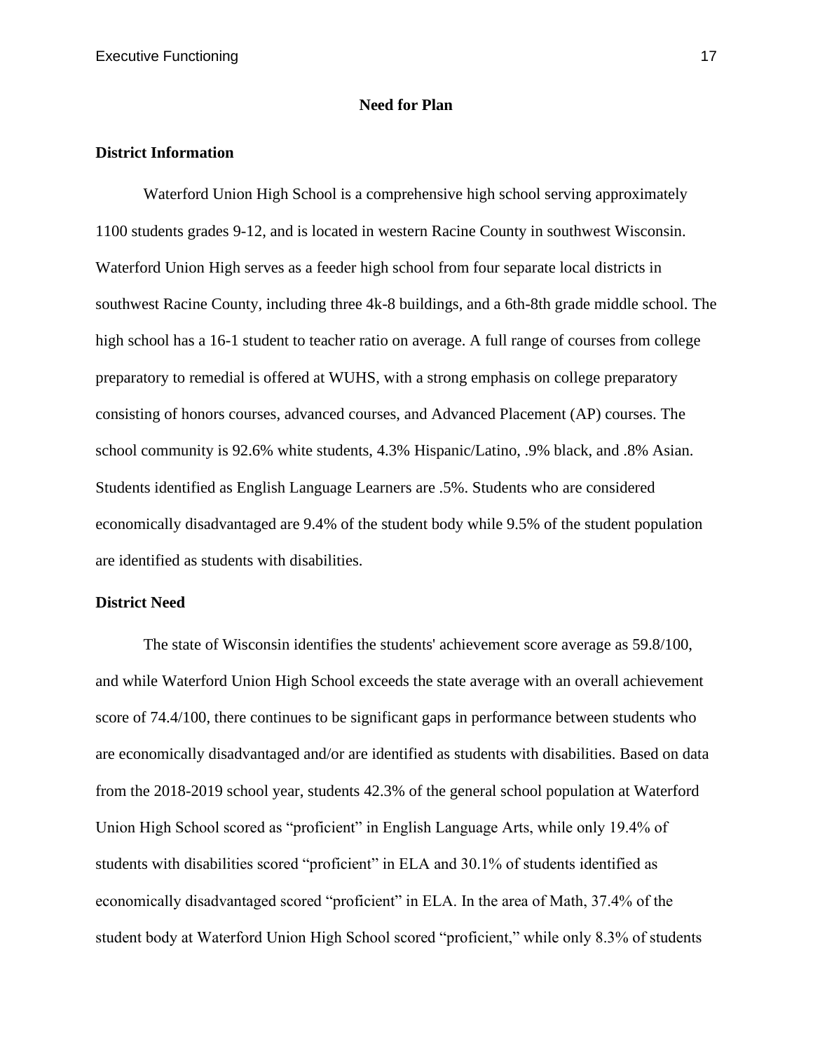## Need for Plan

### District Information

Waterford Union High School is a comprehensive high school serving approximately 1100 students grades 9-12, and is located in western Racine County in southwest Wisconsin. Waterford Union High serves as a feeder high school from four separate local districts in southwest Racine County, including three 4k-8 buildings, and a 6th-8th grade middle school. The high school has a 16-1 student to teacher ratio on average. A full range of courses from college preparatory to remedial is offered at WUHS, with a strong emphasis on college preparatory consisting of honors courses, advanced courses, and Advanced Placement (AP) courses. The school community is 92.6% white students, 4.3% Hispanic/Latino, .9% black, and .8% Asian. Students identified as English Language Learners are .5%. Students who are considered economically disadvantaged are 9.4% of the student body while 9.5% of the student population are identified as students with disabilities.

### District Need

The state of Wisconsin identifies the students' achievement score average as 59.8/100, and while Waterford Union High School exceeds the state average with an overall achievement score of 74.4/100, there continues to be significant gaps in performance between students who are economically disadvantaged and/or are identified as students with disabilities. Based on data from the 2018-2019 school year, students 42.3% of the general school population at Waterford Union High School scored as "proficient" in English Language Arts, while only 19.4% of students with disabilities scored "proficient" in ELA and 30.1% of students identified as economically disadvantaged scored "proficient" in ELA. In the area of Math, 37.4% of the student body at Waterford Union High School scored "proficient," while only 8.3% of students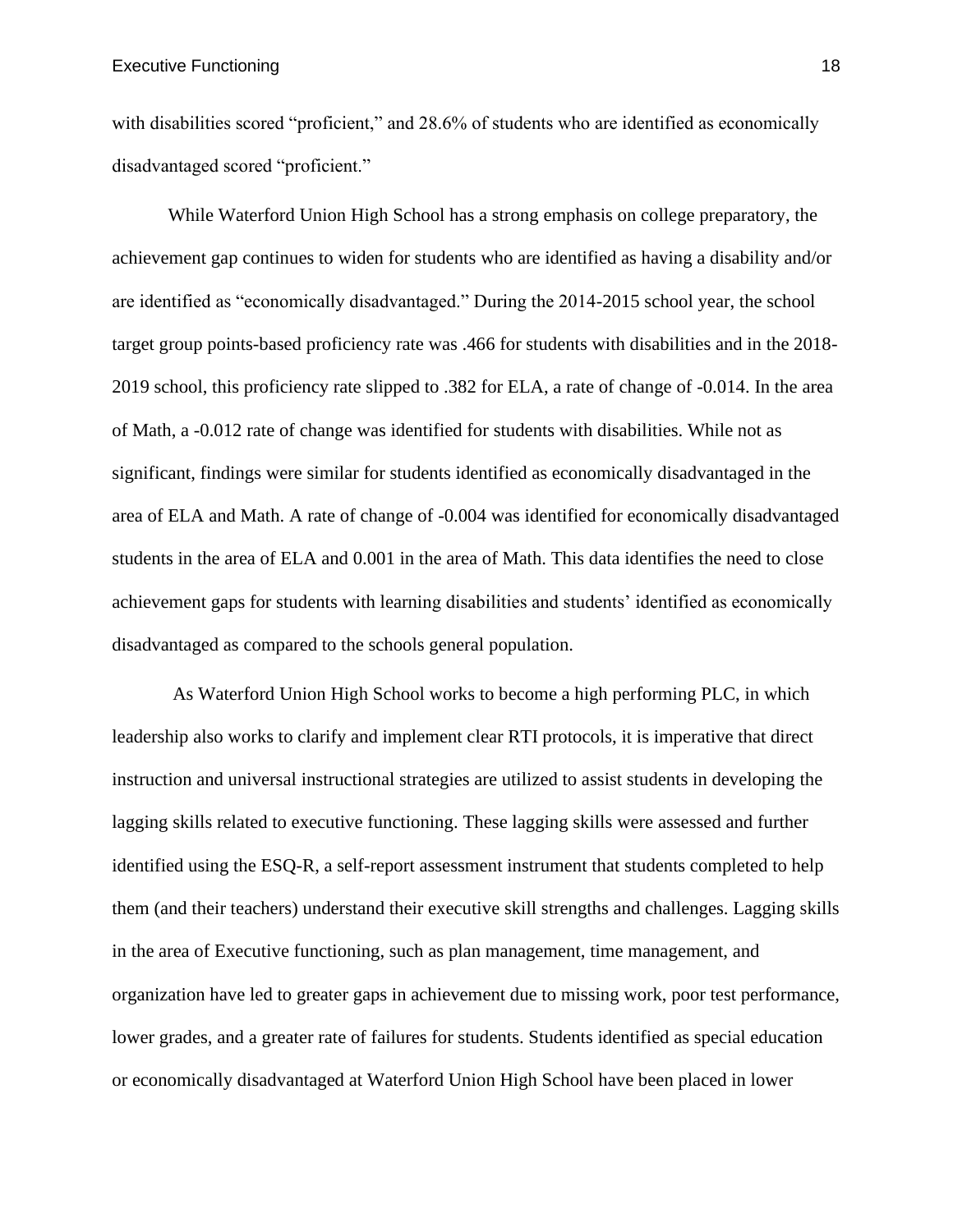with disabilities scored "proficient," and 28.6% of students who are identified as economically disadvantaged scored "proficient."

While Waterford Union High School has a strong emphasis on college preparatory, the achievement gap continues to widen for students who are identified as having a disability and/or are identified as "economically disadvantaged." During the 2014-2015 school year, the school target group points-based proficiency rate was .466 for students with disabilities and in the 2018-2019 school, this proficiency rate slipped to .382 for ELA, a rate of change of -0.014. In the area of Math, a -0.012 rate of change was identified for students with disabilities. While not as significant, findings were similar for students identified as economically disadvantaged in the area of ELA and Math. A rate of change of -0.004 was identified for economically disadvantaged students in the area of ELA and 0.001 in the area of Math. This data identifies the need to close achievement gaps for students with learning disabilities and students' identified as economically disadvantaged as compared to the schools general population.

As Waterford Union High School works to become a high performing PLC, in which leadership also works to clarify and implement clear RTI protocols, it is imperative that direct instruction and universal instructional strategies are utilized to assist students in developing the lagging skills related to executive functioning. These lagging skills were assessed and further identified using the ESQ-R, a self-report assessment instrument that students completed to help them (and their teachers) understand their executive skill strengths and challenges. Lagging skills in the area of Executive functioning, such as plan management, time management, and organization have led to greater gaps in achievement due to missing work, poor test performance, lower grades, and a greater rate of failures for students. Students identified as special education or economically disadvantaged at Waterford Union High School have been placed in lower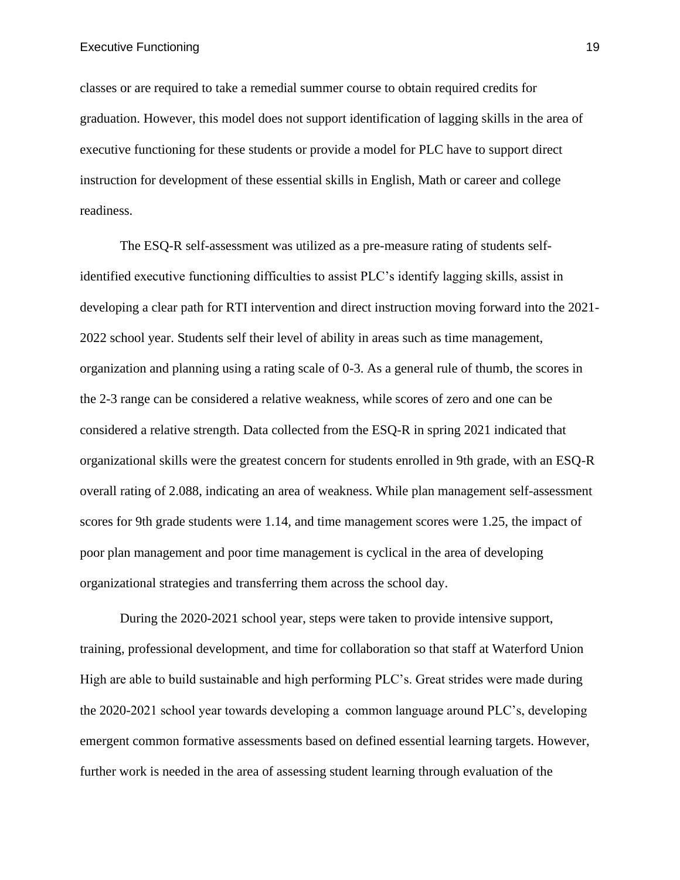classes or are required to take a remedial summer course to obtain required credits for graduation. However, this model does not support identification of lagging skills in the area of executive functioning for these students or provide a model for PLC have to support direct instruction for development of these essential skills in English, Math or career and college readiness.

The ESQ-R self-assessment was utilized as a pre-measure rating of students self-identified executive functioning difficulties to assist PLC's identify lagging skills, assist in developing a clear path for RTI intervention and direct instruction moving forward into the 2021-2022 school year. Students self their level of ability in areas such as time management, organization and planning using a rating scale of 0-3. As a general rule of thumb, the scores in the 2-3 range can be considered a relative weakness, while scores of zero and one can be considered a relative strength. Data collected from the ESQ-R in spring 2021 indicated that organizational skills were the greatest concern for students enrolled in 9th grade, with an ESQ-R overall rating of 2.088, indicating an area of weakness. While plan management self-assessment scores for 9th grade students were 1.14, and time management scores were 1.25, the impact of poor plan management and poor time management is cyclical in the area of developing organizational strategies and transferring them across the school day.

During the 2020-2021 school year, steps were taken to provide intensive support, training, professional development, and time for collaboration so that staff at Waterford Union High are able to build sustainable and high performing PLC's. Great strides were made during the 2020-2021 school year towards developing a common language around PLC's, developing emergent common formative assessments based on defined essential learning targets. However, further work is needed in the area of assessing student learning through evaluation of the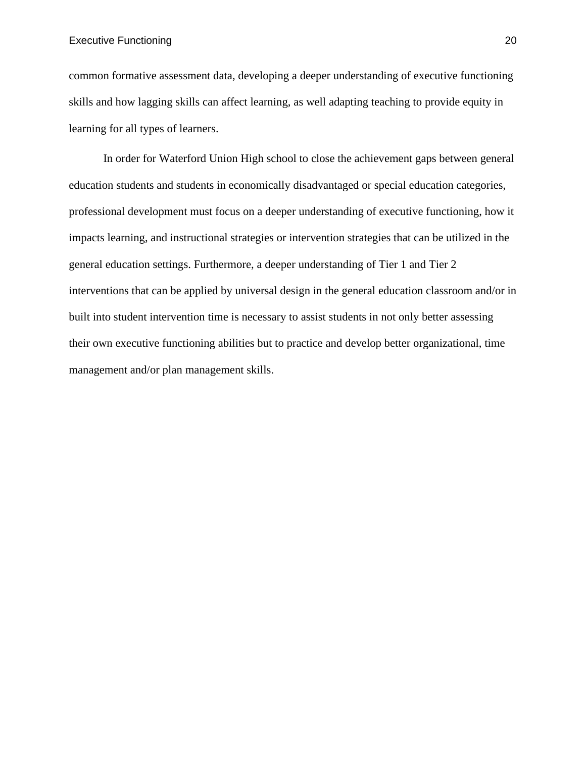common formative assessment data, developing a deeper understanding of executive functioning skills and how lagging skills can affect learning, as well adapting teaching to provide equity in learning for all types of learners.

In order for Waterford Union High school to close the achievement gaps between general education students and students in economically disadvantaged or special education categories, professional development must focus on a deeper understanding of executive functioning, how it impacts learning, and instructional strategies or intervention strategies that can be utilized in the general education settings. Furthermore, a deeper understanding of Tier 1 and Tier 2 interventions that can be applied by universal design in the general education classroom and/or in built into student intervention time is necessary to assist students in not only better assessing their own executive functioning abilities but to practice and develop better organizational, time management and/or plan management skills.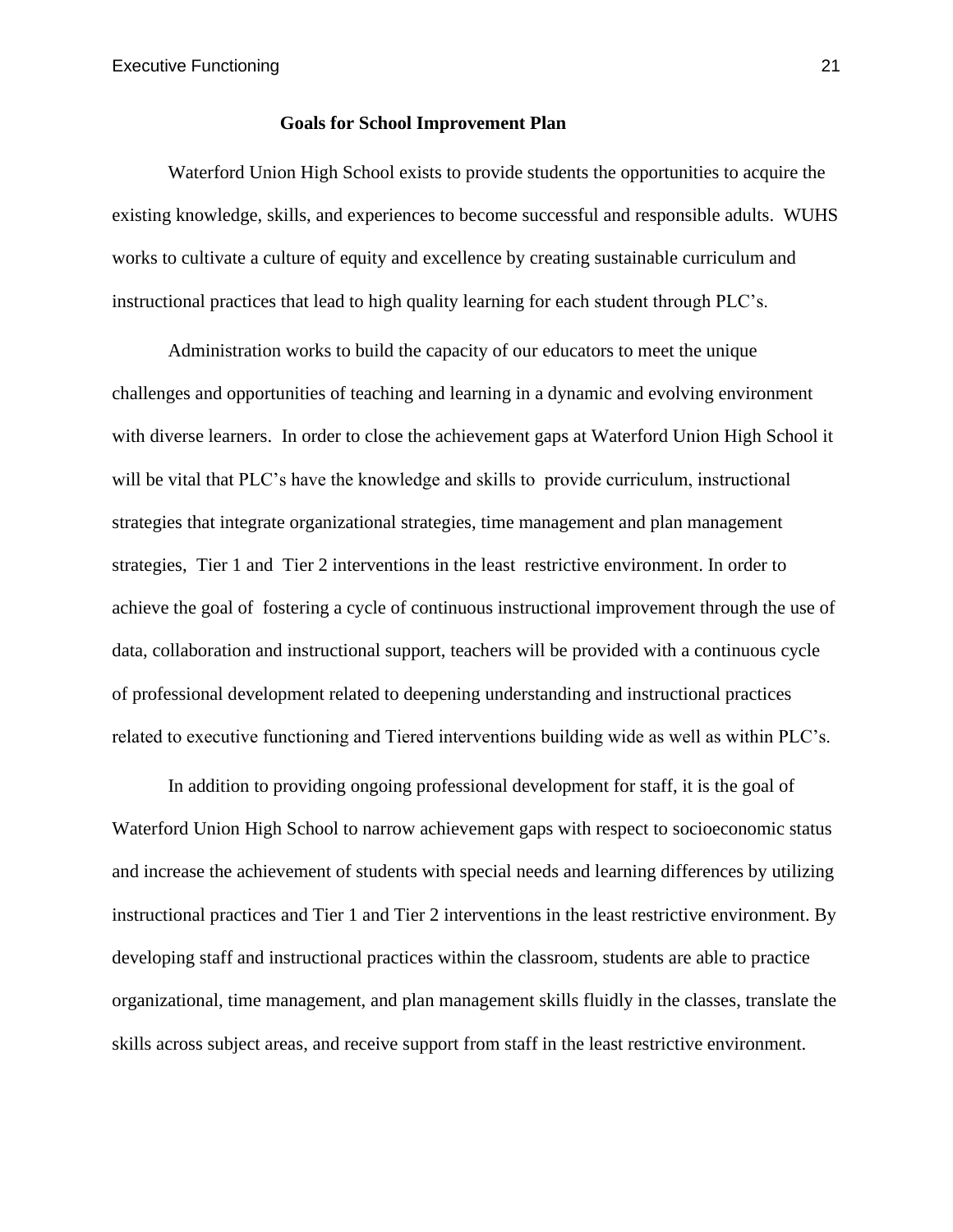## Goals for School Improvement Plan

Waterford Union High School exists to provide students the opportunities to acquire the existing knowledge, skills, and experiences to become successful and responsible adults. WUHS works to cultivate a culture of equity and excellence by creating sustainable curriculum and instructional practices that lead to high quality learning for each student through PLC's.

Administration works to build the capacity of our educators to meet the unique challenges and opportunities of teaching and learning in a dynamic and evolving environment with diverse learners. In order to close the achievement gaps at Waterford Union High School it will be vital that PLC's have the knowledge and skills to provide curriculum, instructional strategies that integrate organizational strategies, time management and plan management strategies, Tier 1 and Tier 2 interventions in the least restrictive environment. In order to achieve the goal of fostering a cycle of continuous instructional improvement through the use of data, collaboration and instructional support, teachers will be provided with a continuous cycle of professional development related to deepening understanding and instructional practices related to executive functioning and Tiered interventions building wide as well as within PLC's.

In addition to providing ongoing professional development for staff, it is the goal of Waterford Union High School to narrow achievement gaps with respect to socioeconomic status and increase the achievement of students with special needs and learning differences by utilizing instructional practices and Tier 1 and Tier 2 interventions in the least restrictive environment. By developing staff and instructional practices within the classroom, students are able to practice organizational, time management, and plan management skills fluidly in the classes, translate the skills across subject areas, and receive support from staff in the least restrictive environment.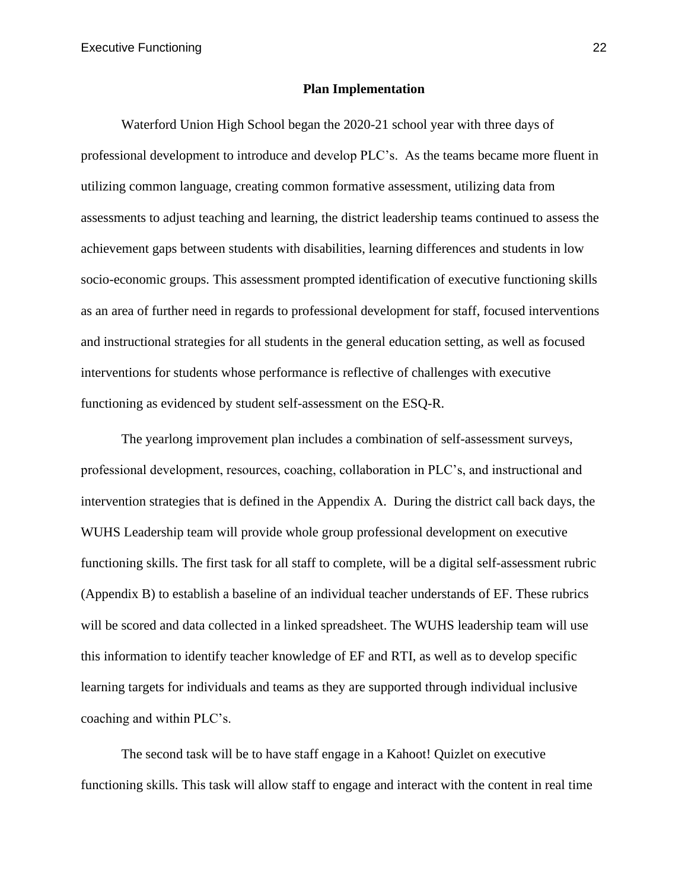## Plan Implementation

Waterford Union High School began the 2020-21 school year with three days of professional development to introduce and develop PLC's. As the teams became more fluent in utilizing common language, creating common formative assessment, utilizing data from assessments to adjust teaching and learning, the district leadership teams continued to assess the achievement gaps between students with disabilities, learning differences and students in low socio-economic groups. This assessment prompted identification of executive functioning skills as an area of further need in regards to professional development for staff, focused interventions and instructional strategies for all students in the general education setting, as well as focused interventions for students whose performance is reflective of challenges with executive functioning as evidenced by student self-assessment on the ESQ-R.

The yearlong improvement plan includes a combination of self-assessment surveys, professional development, resources, coaching, collaboration in PLC's, and instructional and intervention strategies that is defined in the Appendix A. During the district call back days, the WUHS Leadership team will provide whole group professional development on executive functioning skills. The first task for all staff to complete, will be a digital self-assessment rubric (Appendix B) to establish a baseline of an individual teacher understands of EF. These rubrics will be scored and data collected in a linked spreadsheet. The WUHS leadership team will use this information to identify teacher knowledge of EF and RTI, as well as to develop specific learning targets for individuals and teams as they are supported through individual inclusive coaching and within PLC's.

The second task will be to have staff engage in a Kahoot! Quizlet on executive functioning skills. This task will allow staff to engage and interact with the content in real time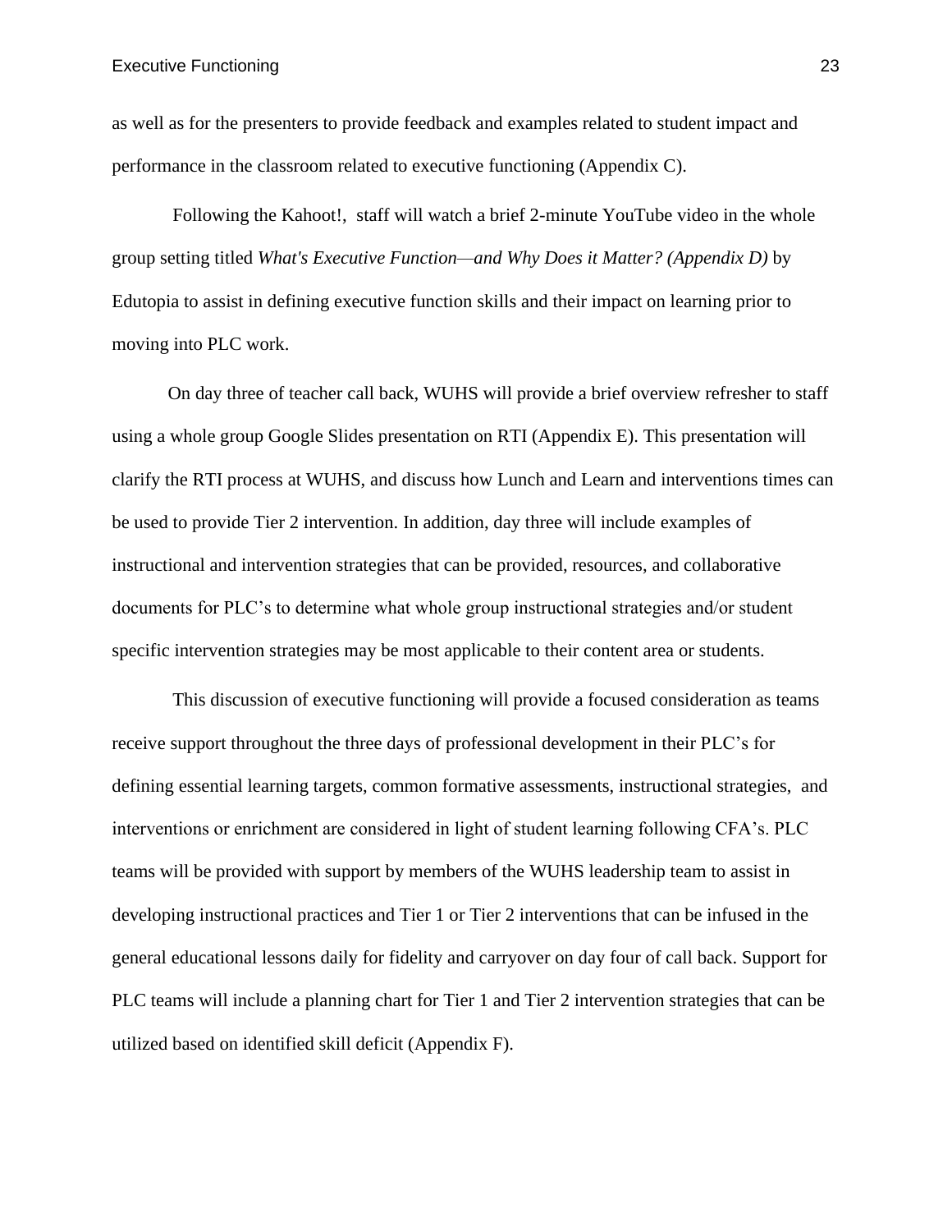as well as for the presenters to provide feedback and examples related to student impact and performance in the classroom related to executive functioning (Appendix C).

Following the Kahoot!, staff will watch a brief 2-minute YouTube video in the whole group setting titled *What's Executive Function—and Why Does it Matter? (Appendix D)* by Edutopia to assist in defining executive function skills and their impact on learning prior to moving into PLC work.

On day three of teacher call back, WUHS will provide a brief overview refresher to staff using a whole group Google Slides presentation on RTI (Appendix E). This presentation will clarify the RTI process at WUHS, and discuss how Lunch and Learn and interventions times can be used to provide Tier 2 intervention. In addition, day three will include examples of instructional and intervention strategies that can be provided, resources, and collaborative documents for PLC's to determine what whole group instructional strategies and/or student specific intervention strategies may be most applicable to their content area or students.

This discussion of executive functioning will provide a focused consideration as teams receive support throughout the three days of professional development in their PLC's for defining essential learning targets, common formative assessments, instructional strategies, and interventions or enrichment are considered in light of student learning following CFA's. PLC teams will be provided with support by members of the WUHS leadership team to assist in developing instructional practices and Tier 1 or Tier 2 interventions that can be infused in the general educational lessons daily for fidelity and carryover on day four of call back. Support for PLC teams will include a planning chart for Tier 1 and Tier 2 intervention strategies that can be utilized based on identified skill deficit (Appendix F).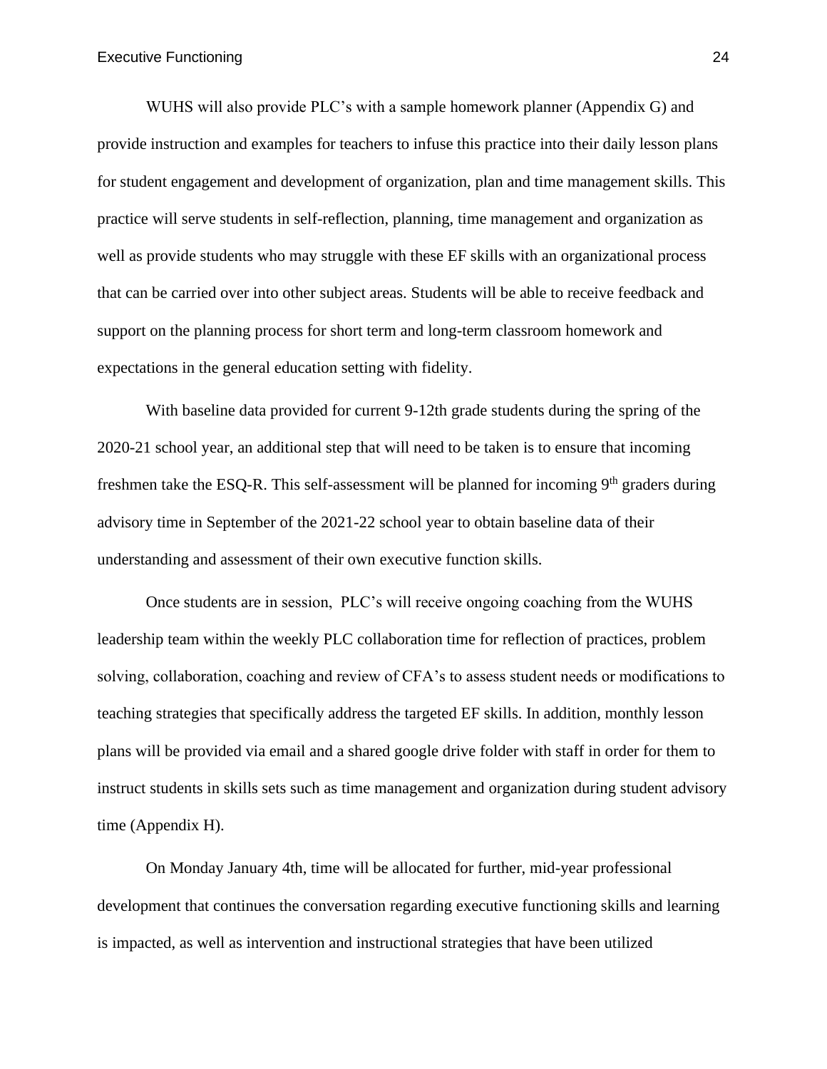WUHS will also provide PLC's with a sample homework planner (Appendix G) and provide instruction and examples for teachers to infuse this practice into their daily lesson plans for student engagement and development of organization, plan and time management skills. This practice will serve students in self-reflection, planning, time management and organization as well as provide students who may struggle with these EF skills with an organizational process that can be carried over into other subject areas. Students will be able to receive feedback and support on the planning process for short term and long-term classroom homework and expectations in the general education setting with fidelity.

With baseline data provided for current 9-12th grade students during the spring of the 2020-21 school year, an additional step that will need to be taken is to ensure that incoming freshmen take the ESQ-R. This self-assessment will be planned for incoming 9th graders during advisory time in September of the 2021-22 school year to obtain baseline data of their understanding and assessment of their own executive function skills.

Once students are in session, PLC's will receive ongoing coaching from the WUHS leadership team within the weekly PLC collaboration time for reflection of practices, problem solving, collaboration, coaching and review of CFA's to assess student needs or modifications to teaching strategies that specifically address the targeted EF skills. In addition, monthly lesson plans will be provided via email and a shared google drive folder with staff in order for them to instruct students in skills sets such as time management and organization during student advisory time (Appendix H).

On Monday January 4th, time will be allocated for further, mid-year professional development that continues the conversation regarding executive functioning skills and learning is impacted, as well as intervention and instructional strategies that have been utilized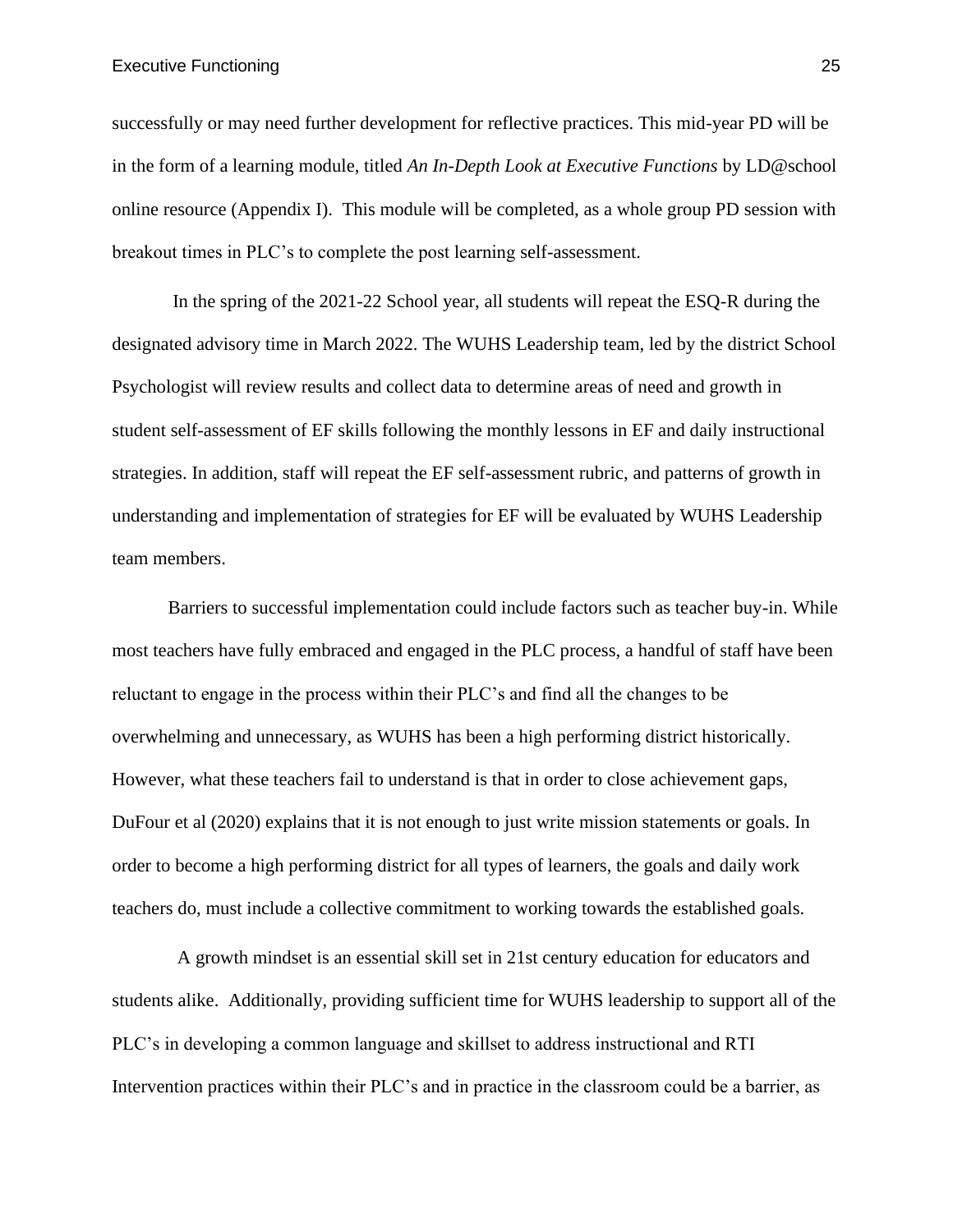successfully or may need further development for reflective practices. This mid-year PD will be in the form of a learning module, titled *An In-Depth Look at Executive Functions* by LD@school online resource (Appendix I). This module will be completed, as a whole group PD session with breakout times in PLC's to complete the post learning self-assessment.

In the spring of the 2021-22 School year, all students will repeat the ESQ-R during the designated advisory time in March 2022. The WUHS Leadership team, led by the district School Psychologist will review results and collect data to determine areas of need and growth in student self-assessment of EF skills following the monthly lessons in EF and daily instructional strategies. In addition, staff will repeat the EF self-assessment rubric, and patterns of growth in understanding and implementation of strategies for EF will be evaluated by WUHS Leadership team members.

Barriers to successful implementation could include factors such as teacher buy-in. While most teachers have fully embraced and engaged in the PLC process, a handful of staff have been reluctant to engage in the process within their PLC's and find all the changes to be overwhelming and unnecessary, as WUHS has been a high performing district historically. However, what these teachers fail to understand is that in order to close achievement gaps, DuFour et al (2020) explains that it is not enough to just write mission statements or goals. In order to become a high performing district for all types of learners, the goals and daily work teachers do, must include a collective commitment to working towards the established goals.

A growth mindset is an essential skill set in 21st century education for educators and students alike. Additionally, providing sufficient time for WUHS leadership to support all of the PLC's in developing a common language and skillset to address instructional and RTI Intervention practices within their PLC's and in practice in the classroom could be a barrier, as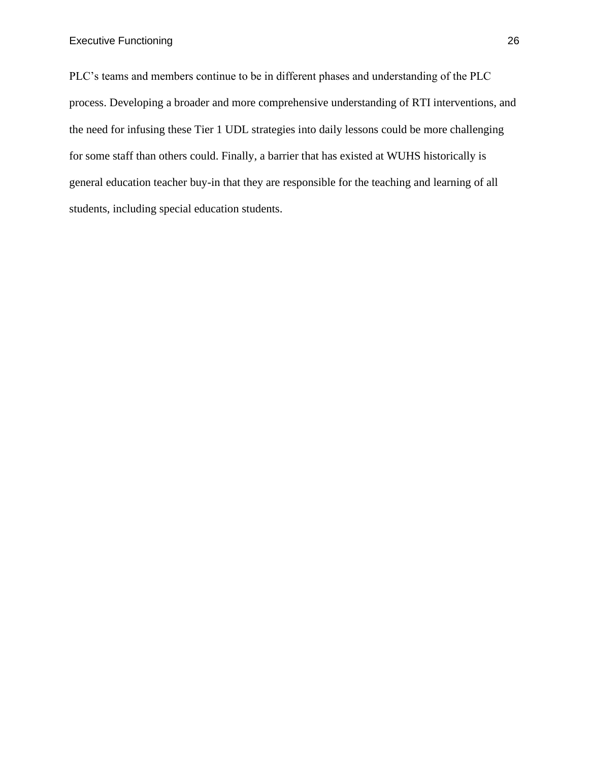PLC's teams and members continue to be in different phases and understanding of the PLC process. Developing a broader and more comprehensive understanding of RTI interventions, and the need for infusing these Tier 1 UDL strategies into daily lessons could be more challenging for some staff than others could. Finally, a barrier that has existed at WUHS historically is general education teacher buy-in that they are responsible for the teaching and learning of all students, including special education students.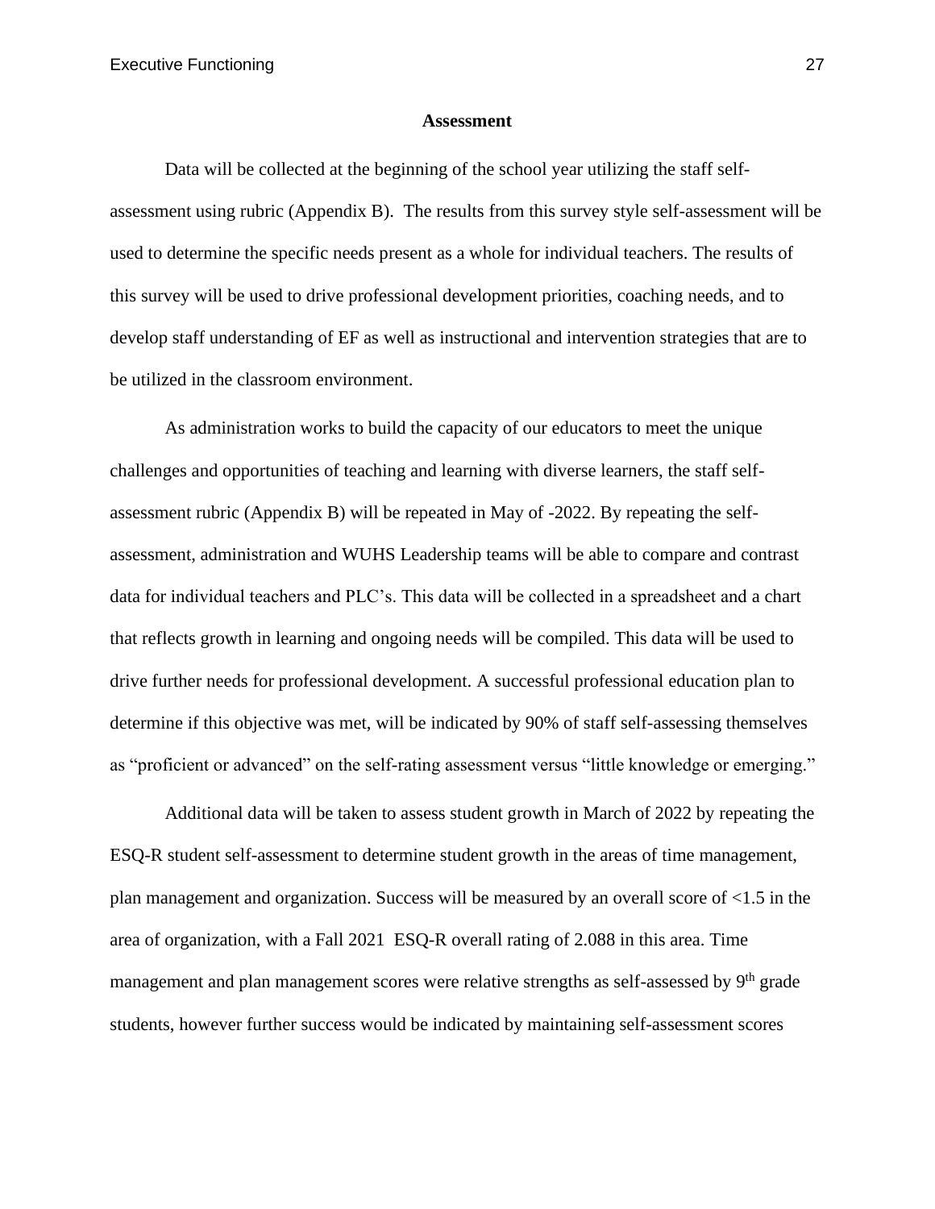## Assessment

Data will be collected at the beginning of the school year utilizing the staff self-assessment using rubric (Appendix B). The results from this survey style self-assessment will be used to determine the specific needs present as a whole for individual teachers. The results of this survey will be used to drive professional development priorities, coaching needs, and to develop staff understanding of EF as well as instructional and intervention strategies that are to be utilized in the classroom environment.

As administration works to build the capacity of our educators to meet the unique challenges and opportunities of teaching and learning with diverse learners, the staff self-assessment rubric (Appendix B) will be repeated in May of -2022. By repeating the self-assessment, administration and WUHS Leadership teams will be able to compare and contrast data for individual teachers and PLC's. This data will be collected in a spreadsheet and a chart that reflects growth in learning and ongoing needs will be compiled. This data will be used to drive further needs for professional development. A successful professional education plan to determine if this objective was met, will be indicated by 90% of staff self-assessing themselves as "proficient or advanced" on the self-rating assessment versus "little knowledge or emerging."

Additional data will be taken to assess student growth in March of 2022 by repeating the ESQ-R student self-assessment to determine student growth in the areas of time management, plan management and organization. Success will be measured by an overall score of <1.5 in the area of organization, with a Fall 2021 ESQ-R overall rating of 2.088 in this area. Time management and plan management scores were relative strengths as self-assessed by 9th grade students, however further success would be indicated by maintaining self-assessment scores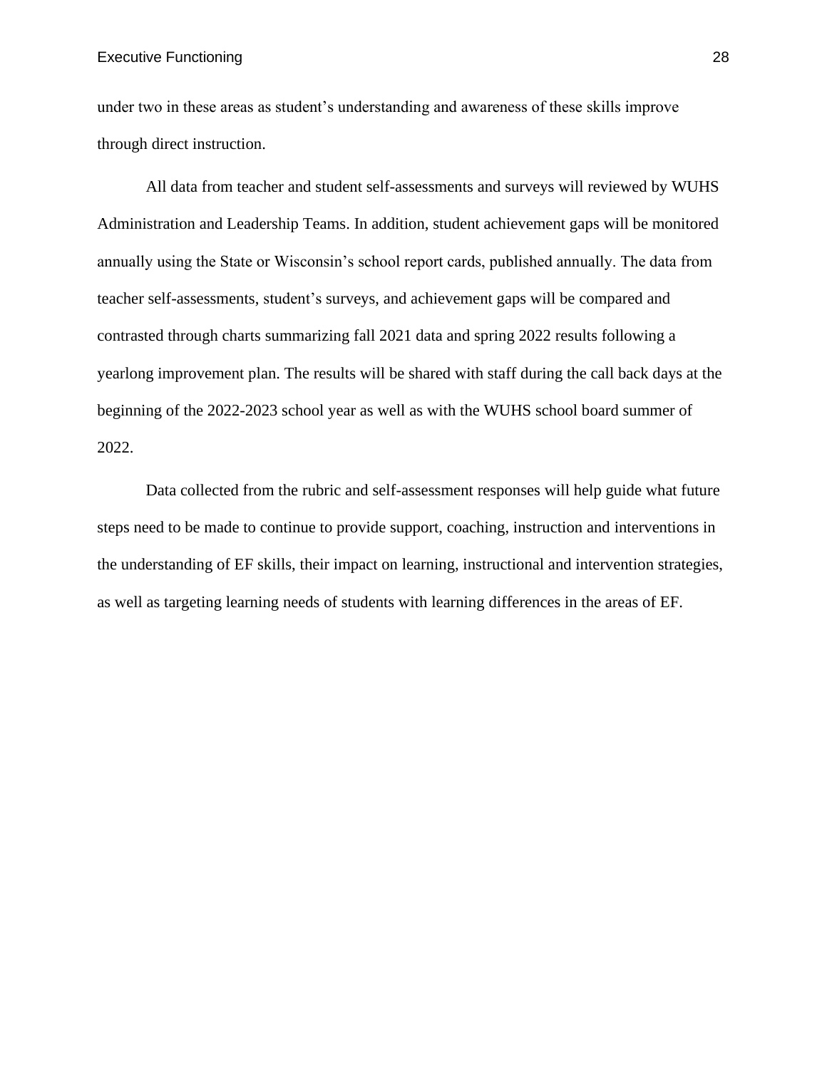under two in these areas as student's understanding and awareness of these skills improve through direct instruction.

All data from teacher and student self-assessments and surveys will reviewed by WUHS Administration and Leadership Teams. In addition, student achievement gaps will be monitored annually using the State or Wisconsin's school report cards, published annually. The data from teacher self-assessments, student's surveys, and achievement gaps will be compared and contrasted through charts summarizing fall 2021 data and spring 2022 results following a yearlong improvement plan. The results will be shared with staff during the call back days at the beginning of the 2022-2023 school year as well as with the WUHS school board summer of 2022.

Data collected from the rubric and self-assessment responses will help guide what future steps need to be made to continue to provide support, coaching, instruction and interventions in the understanding of EF skills, their impact on learning, instructional and intervention strategies, as well as targeting learning needs of students with learning differences in the areas of EF.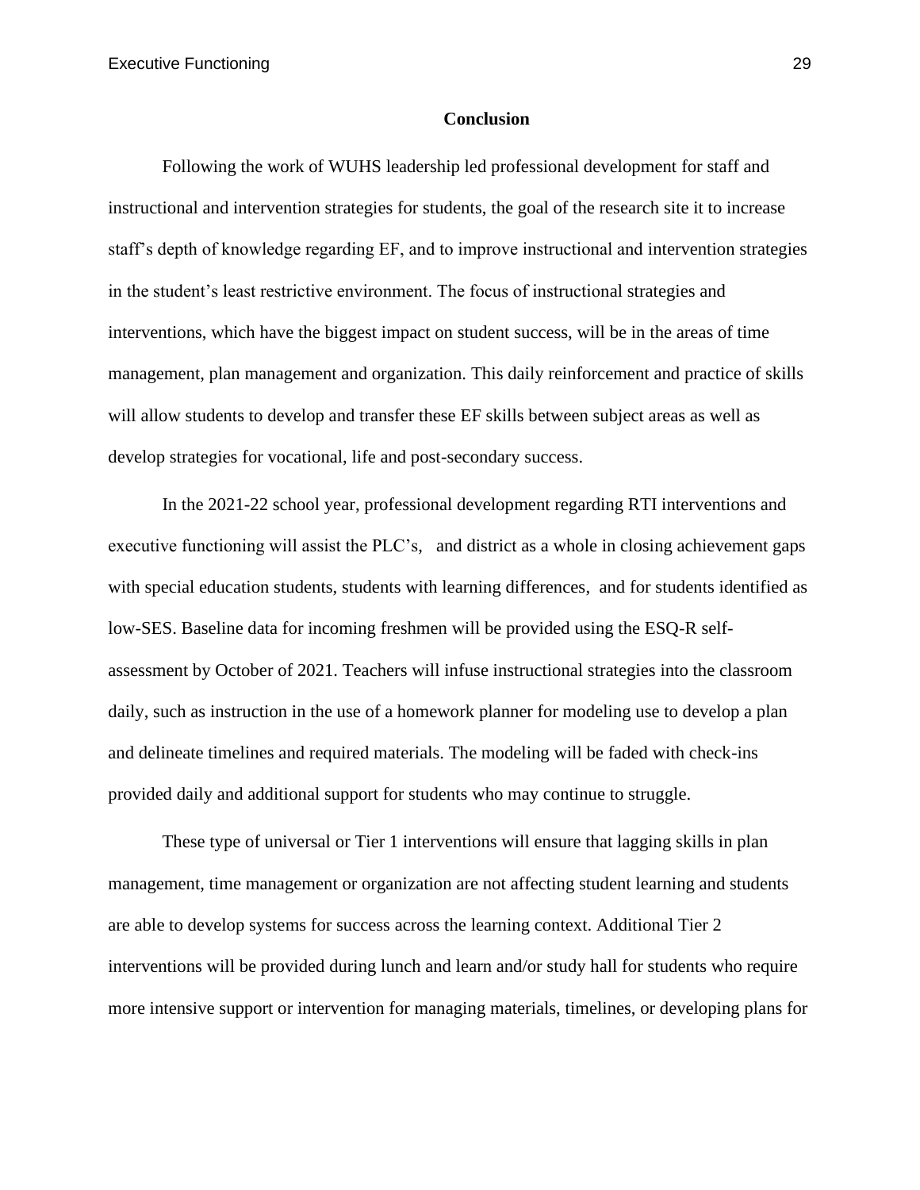## Conclusion

Following the work of WUHS leadership led professional development for staff and instructional and intervention strategies for students, the goal of the research site it to increase staff's depth of knowledge regarding EF, and to improve instructional and intervention strategies in the student's least restrictive environment. The focus of instructional strategies and interventions, which have the biggest impact on student success, will be in the areas of time management, plan management and organization. This daily reinforcement and practice of skills will allow students to develop and transfer these EF skills between subject areas as well as develop strategies for vocational, life and post-secondary success.

In the 2021-22 school year, professional development regarding RTI interventions and executive functioning will assist the PLC's, and district as a whole in closing achievement gaps with special education students, students with learning differences, and for students identified as low-SES. Baseline data for incoming freshmen will be provided using the ESQ-R self-assessment by October of 2021. Teachers will infuse instructional strategies into the classroom daily, such as instruction in the use of a homework planner for modeling use to develop a plan and delineate timelines and required materials. The modeling will be faded with check-ins provided daily and additional support for students who may continue to struggle.

These type of universal or Tier 1 interventions will ensure that lagging skills in plan management, time management or organization are not affecting student learning and students are able to develop systems for success across the learning context. Additional Tier 2 interventions will be provided during lunch and learn and/or study hall for students who require more intensive support or intervention for managing materials, timelines, or developing plans for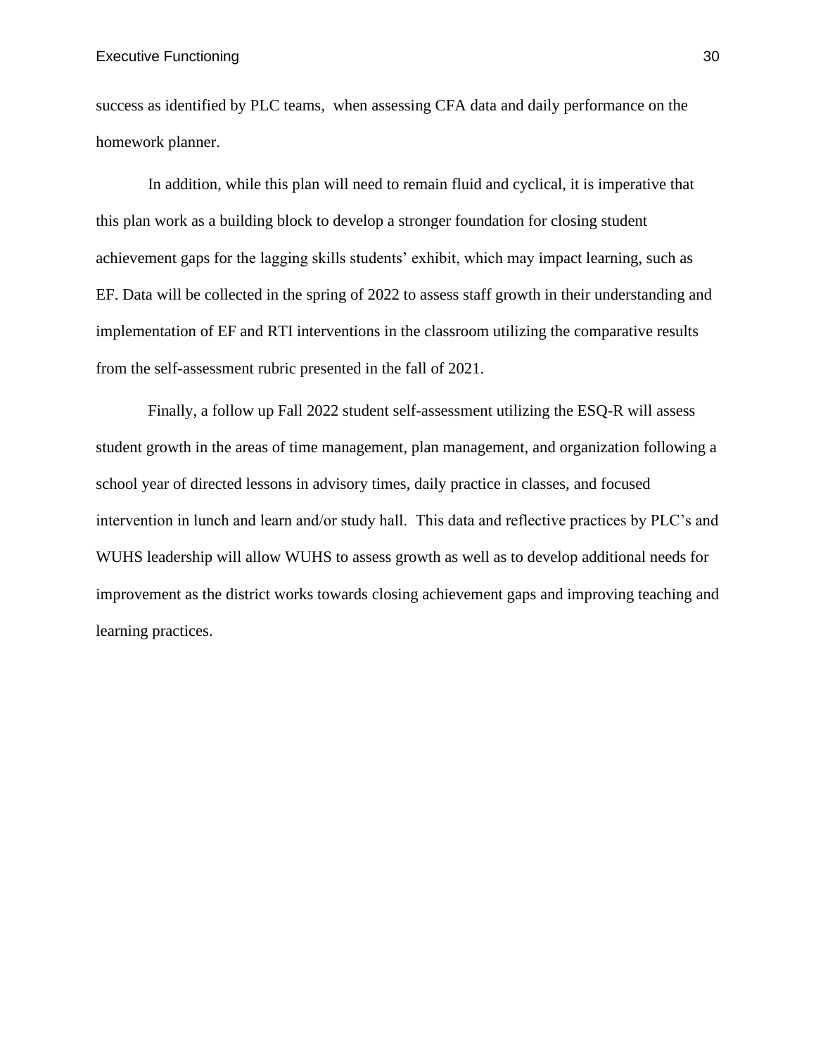success as identified by PLC teams, when assessing CFA data and daily performance on the homework planner.

In addition, while this plan will need to remain fluid and cyclical, it is imperative that this plan work as a building block to develop a stronger foundation for closing student achievement gaps for the lagging skills students' exhibit, which may impact learning, such as EF. Data will be collected in the spring of 2022 to assess staff growth in their understanding and implementation of EF and RTI interventions in the classroom utilizing the comparative results from the self-assessment rubric presented in the fall of 2021.

Finally, a follow up Fall 2022 student self-assessment utilizing the ESQ-R will assess student growth in the areas of time management, plan management, and organization following a school year of directed lessons in advisory times, daily practice in classes, and focused intervention in lunch and learn and/or study hall. This data and reflective practices by PLC's and WUHS leadership will allow WUHS to assess growth as well as to develop additional needs for improvement as the district works towards closing achievement gaps and improving teaching and learning practices.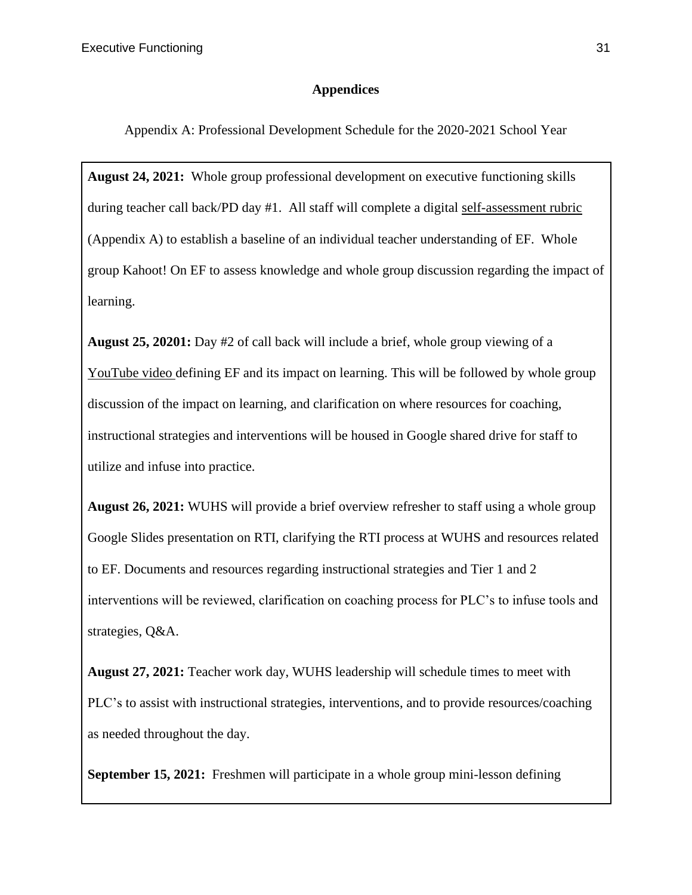# Appendices

Appendix A: Professional Development Schedule for the 2020-2021 School Year

**August 24, 2021:** Whole group professional development on executive functioning skills during teacher call back/PD day #1. All staff will complete a digital self-assessment rubric (Appendix A) to establish a baseline of an individual teacher understanding of EF. Whole group Kahoot! On EF to assess knowledge and whole group discussion regarding the impact of learning.

**August 25, 20201:** Day #2 of call back will include a brief, whole group viewing of a YouTube video defining EF and its impact on learning. This will be followed by whole group discussion of the impact on learning, and clarification on where resources for coaching, instructional strategies and interventions will be housed in Google shared drive for staff to utilize and infuse into practice.

**August 26, 2021:** WUHS will provide a brief overview refresher to staff using a whole group Google Slides presentation on RTI, clarifying the RTI process at WUHS and resources related to EF. Documents and resources regarding instructional strategies and Tier 1 and 2 interventions will be reviewed, clarification on coaching process for PLC's to infuse tools and strategies, Q&A.

**August 27, 2021:** Teacher work day, WUHS leadership will schedule times to meet with PLC's to assist with instructional strategies, interventions, and to provide resources/coaching as needed throughout the day.

**September 15, 2021:** Freshmen will participate in a whole group mini-lesson defining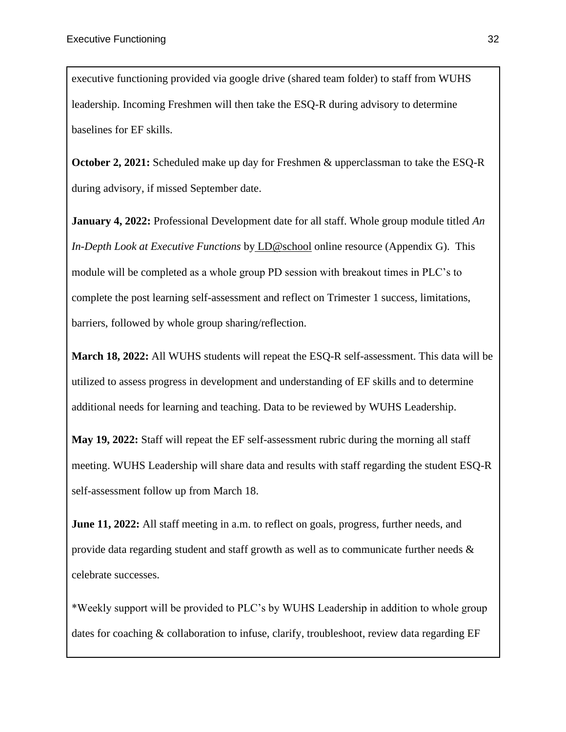executive functioning provided via google drive (shared team folder) to staff from WUHS leadership. Incoming Freshmen will then take the ESQ-R during advisory to determine baselines for EF skills.

**October 2, 2021:** Scheduled make up day for Freshmen & upperclassman to take the ESQ-R during advisory, if missed September date.

**January 4, 2022:** Professional Development date for all staff. Whole group module titled *An In-Depth Look at Executive Functions* by LD@school online resource (Appendix G). This module will be completed as a whole group PD session with breakout times in PLC's to complete the post learning self-assessment and reflect on Trimester 1 success, limitations, barriers, followed by whole group sharing/reflection.

**March 18, 2022:** All WUHS students will repeat the ESQ-R self-assessment. This data will be utilized to assess progress in development and understanding of EF skills and to determine additional needs for learning and teaching. Data to be reviewed by WUHS Leadership.

**May 19, 2022:** Staff will repeat the EF self-assessment rubric during the morning all staff meeting. WUHS Leadership will share data and results with staff regarding the student ESQ-R self-assessment follow up from March 18.

**June 11, 2022:** All staff meeting in a.m. to reflect on goals, progress, further needs, and provide data regarding student and staff growth as well as to communicate further needs & celebrate successes.

*Weekly support will be provided to PLC's by WUHS Leadership in addition to whole group dates for coaching & collaboration to infuse, clarify, troubleshoot, review data regarding EF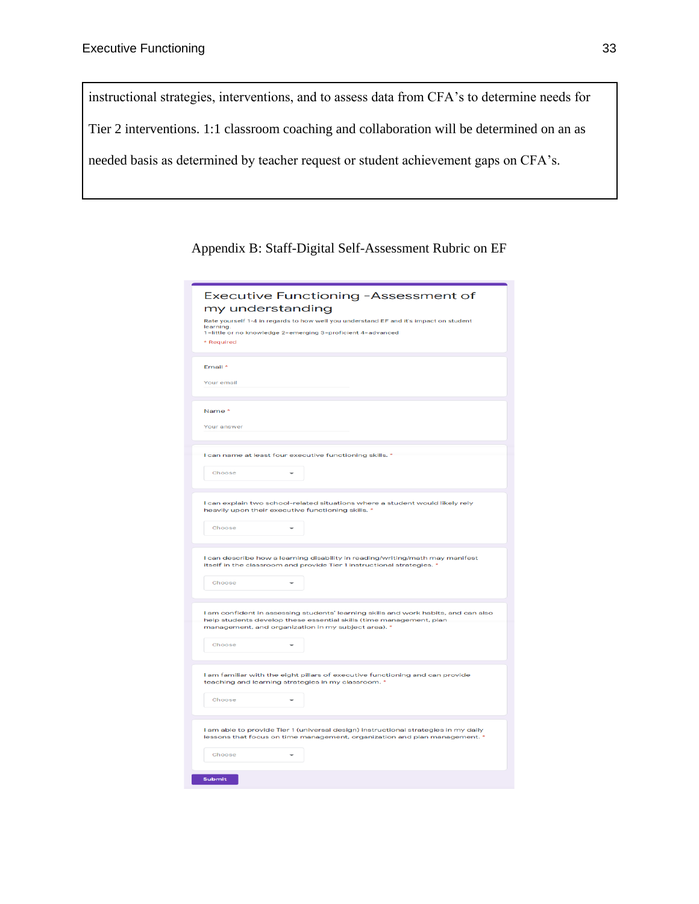| instructional strategies, interventions, and to assess data from CFA's to determine needs for Tier 2 interventions. 1:1 classroom coaching and collaboration will be determined on an as needed basis as determined by teacher request or student achievement gaps on CFA's. |
|---|

Appendix B: Staff-Digital Self-Assessment Rubric on EF

## Executive Functioning -Assessment of my understanding

Rate yourself 1-4 in regards to how well you understand EF and it's impact on student learning.
1=little or no knowledge 2=emerging 3=proficient 4=advanced

* Required

Email *

Your email

Name *

Your answer

I can name at least four executive functioning skills. *

Choose

I can explain two school-related situations where a student would likely rely heavily upon their executive functioning skills. *

Choose

I can describe how a learning disability in reading/writing/math may manifest itself in the classroom and provide Tier 1 instructional strategies. *

Choose

I am confident in assessing students' learning skills and work habits, and can also help students develop these essential skills (time management, plan management, and organization in my subject area). *

Choose

I am familiar with the eight pillars of executive functioning and can provide teaching and learning strategies in my classroom. *

Choose

I am able to provide Tier 1 (universal design) instructional strategies in my daily lessons that focus on time management, organization and plan management. *

Choose

Submit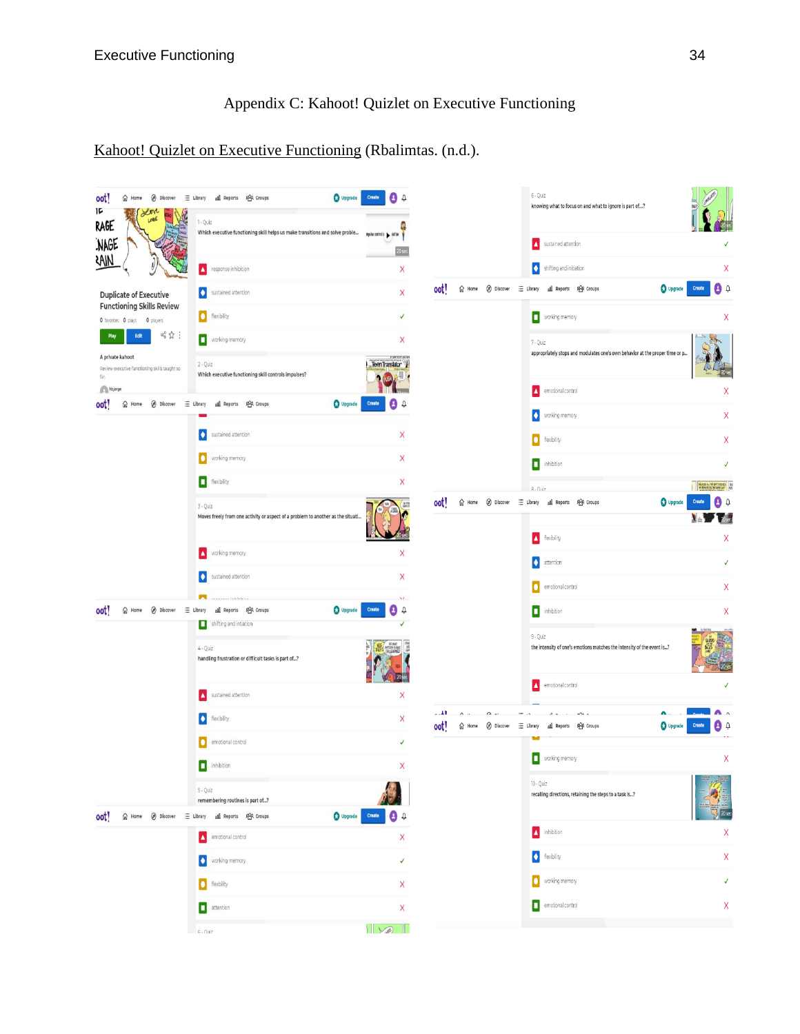# Appendix C: Kahoot! Quizlet on Executive Functioning

Kahoot! Quizlet on Executive Functioning (Rbalimtas. (n.d.).

**Duplicate of Executive Functioning Skills Review**

0 favorites 0 plays 0 players

A private kahoot

Review executive functioning skills taught so far.

1 - Quiz
Which executive functioning skill helps us make transitions and solve proble...

- response inhibition X
- sustained attention X
- flexibility ✓
- working memory X

2 - Quiz
Which executive functioning skill controls impulses?

- sustained attention X
- working memory X
- flexibility X

3 - Quiz
Moves freely from one activity or aspect of a problem to another as the situati...

- working memory X
- sustained attention X
- shifting and initiation ✓

4 - Quiz
handling frustration or difficult tasks is part of...?

- sustained attention X
- flexibility X
- emotional control ✓
- inhibition X

5 - Quiz
remembering routines is part of...?

- emotional control X
- working memory ✓
- flexibility X
- attention X

6 - Quiz
knowing what to focus on and what to ignore is part of...?

- sustained attention ✓
- shifting and initiation X
- working memory X

7 - Quiz
appropriately stops and modulates one's own behavior at the proper time or p...

- emotional control X
- working memory X
- flexibility X
- inhibition ✓

8 - Quiz

- flexibility X
- attention ✓
- emotional control X
- inhibition X

9 - Quiz
the intensity of one's emotions matches the intensity of the event is...?

- emotional control ✓
- working memory X

10 - Quiz
recalling directions, retaining the steps to a task is...?

- inhibition X
- flexibility X
- working memory ✓
- emotional control X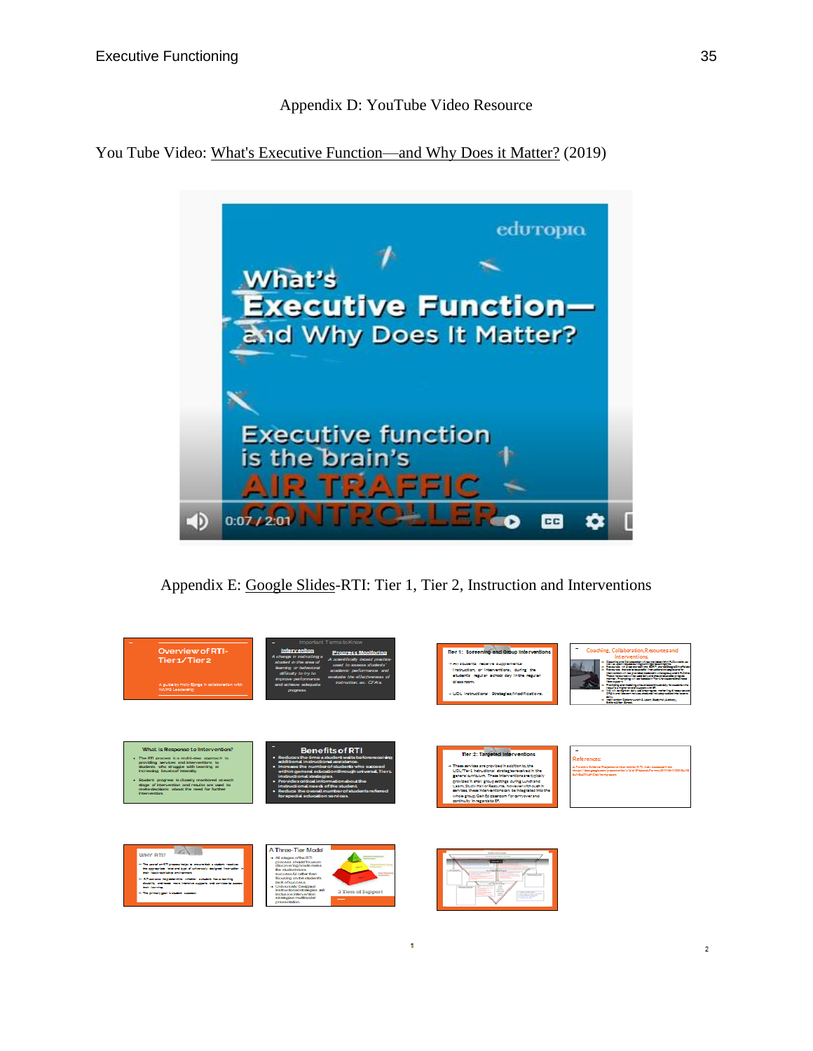## Appendix D: YouTube Video Resource

You Tube Video: What's Executive Function—and Why Does it Matter? (2019)

## Appendix E: Google Slides-RTI: Tier 1, Tier 2, Instruction and Interventions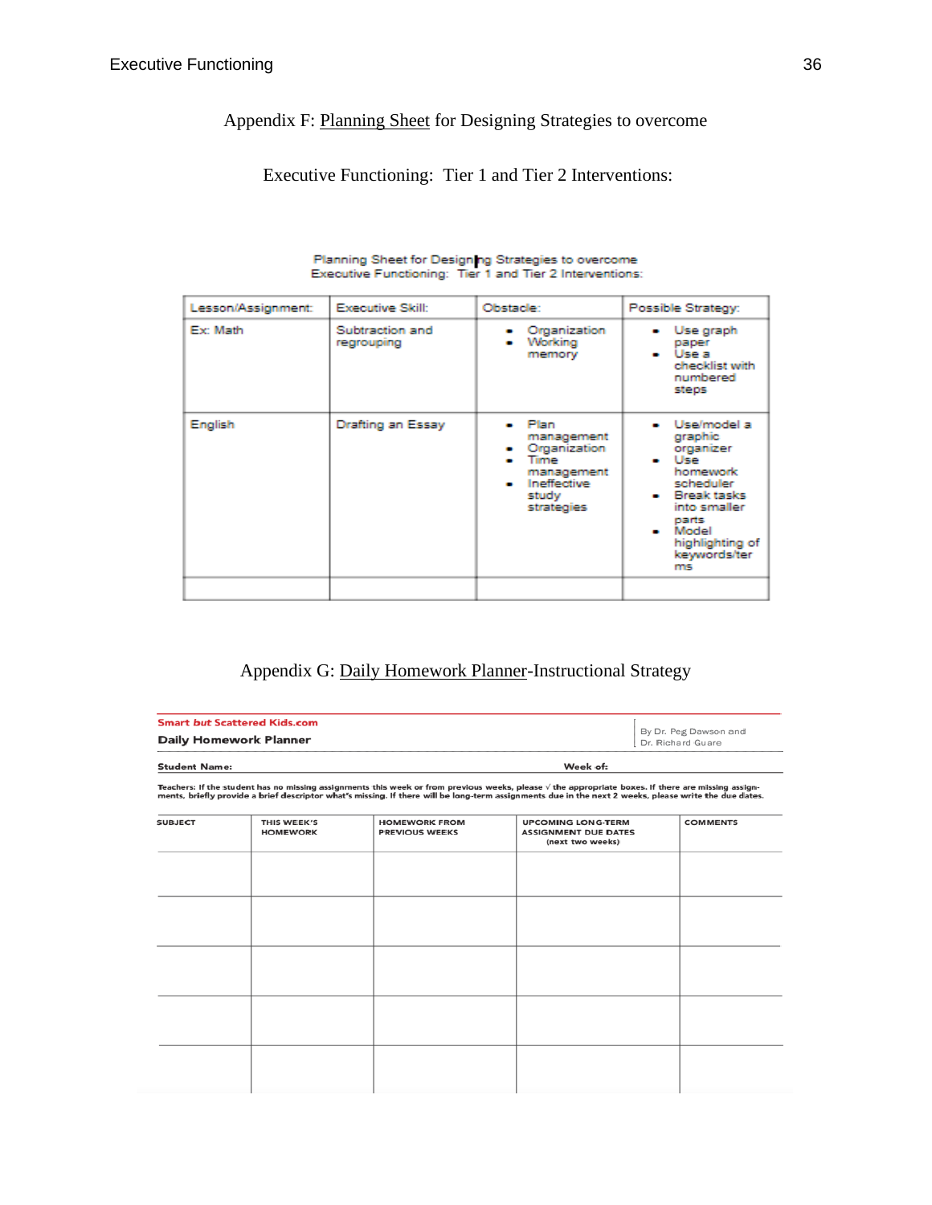Appendix F: Planning Sheet for Designing Strategies to overcome

Executive Functioning: Tier 1 and Tier 2 Interventions:

Planning Sheet for Designing Strategies to overcome
Executive Functioning: Tier 1 and Tier 2 Interventions:

| Lesson/Assignment: | Executive Skill: | Obstacle: | Possible Strategy: |
|---|---|---|---|
| Ex: Math | Subtraction and regrouping | • Organization<br>• Working memory | • Use graph paper<br>• Use a checklist with numbered steps |
| English | Drafting an Essay | • Plan management<br>• Organization<br>• Time management<br>• Ineffective study strategies | • Use/model a graphic organizer<br>• Use homework scheduler<br>• Break tasks into smaller parts<br>• Model highlighting of keywords/terms |
| | | | |

Appendix G: Daily Homework Planner-Instructional Strategy

**Smart *but* Scattered Kids.com**

**Daily Homework Planner**

By Dr. Peg Dawson and Dr. Richard Guare

**Student Name:** **Week of:**

**Teachers: If the student has no missing assignments this week or from previous weeks, please √ the appropriate boxes. If there are missing assignments, briefly provide a brief descriptor what's missing. If there will be long-term assignments due in the next 2 weeks, please write the due dates.**

| SUBJECT | THIS WEEK'S HOMEWORK | HOMEWORK FROM PREVIOUS WEEKS | UPCOMING LONG-TERM ASSIGNMENT DUE DATES (next two weeks) | COMMENTS |
|---|---|---|---|---|
| | | | | |
| | | | | |
| | | | | |
| | | | | |
| | | | | |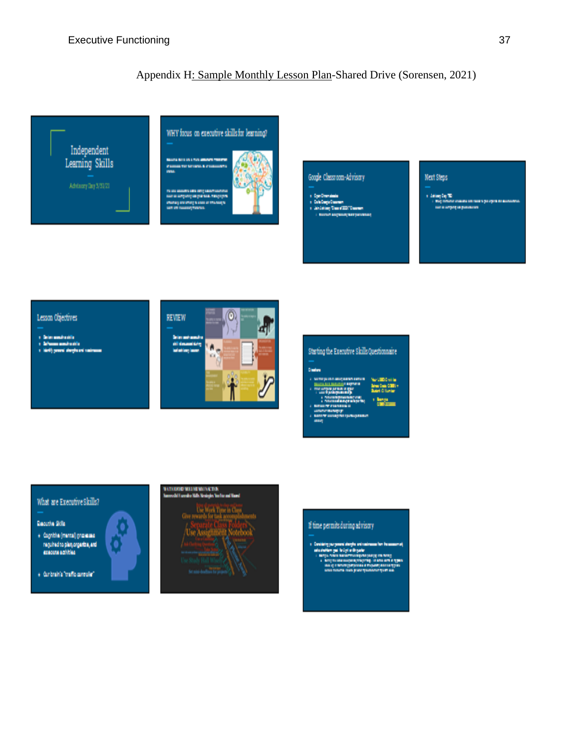Appendix H: Sample Monthly Lesson Plan-Shared Drive (Sorensen, 2021)

Independent Learning Skills

Advisory Day 3/31/21

WHY focus on executive skills for learning?

Google Classroom-Advisory

Next Steps

Lesson Objectives

REVIEW

Starting the Executive Skills Questionnaire

What are Executive Skills?

Executive Skills

- Cognitive (mental) processes required to plan, organize, and execute activities
- Our brain's "traffic controller"

If time permits during advisory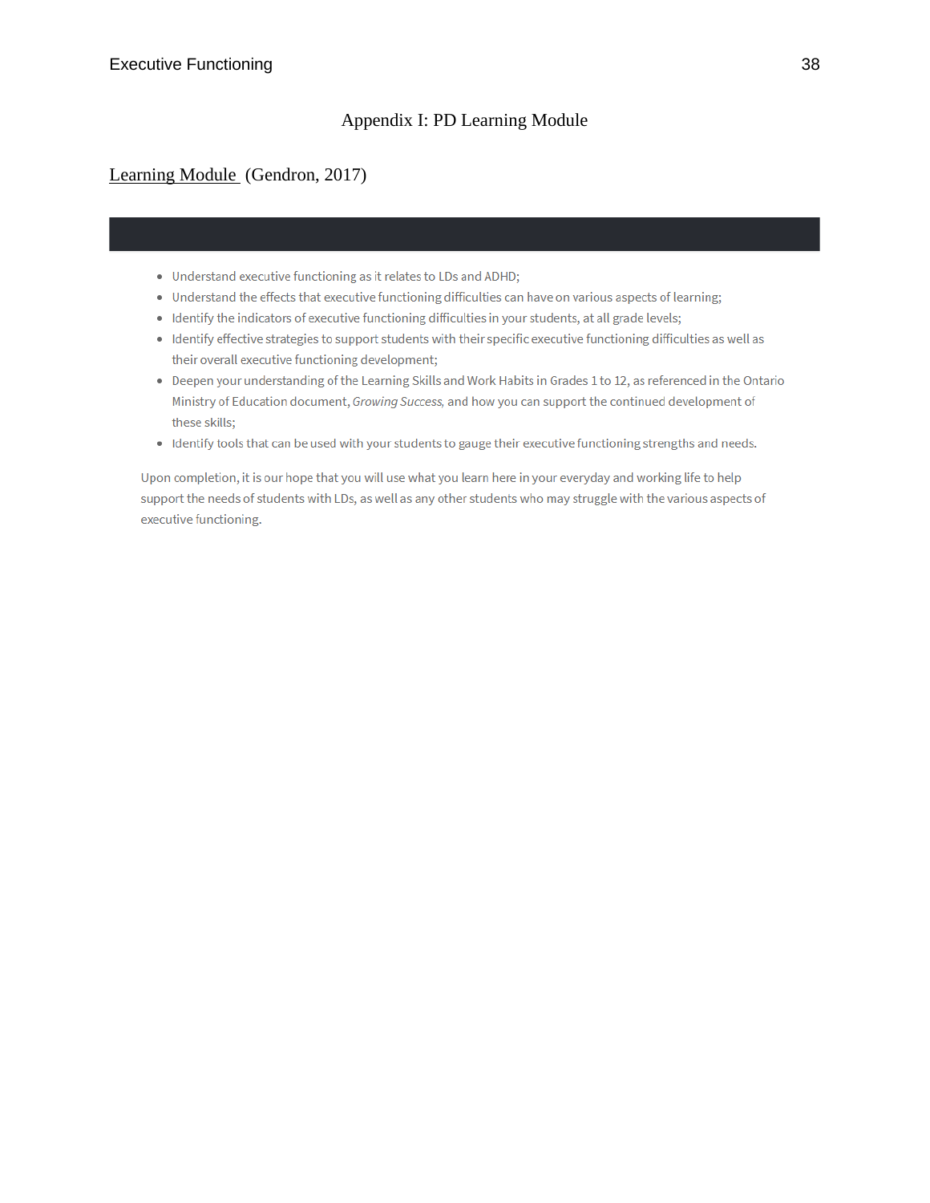# Appendix I: PD Learning Module

Learning Module (Gendron, 2017)

- Understand executive functioning as it relates to LDs and ADHD;
- Understand the effects that executive functioning difficulties can have on various aspects of learning;
- Identify the indicators of executive functioning difficulties in your students, at all grade levels;
- Identify effective strategies to support students with their specific executive functioning difficulties as well as their overall executive functioning development;
- Deepen your understanding of the Learning Skills and Work Habits in Grades 1 to 12, as referenced in the Ontario Ministry of Education document, *Growing Success,* and how you can support the continued development of these skills;
- Identify tools that can be used with your students to gauge their executive functioning strengths and needs.

Upon completion, it is our hope that you will use what you learn here in your everyday and working life to help support the needs of students with LDs, as well as any other students who may struggle with the various aspects of executive functioning.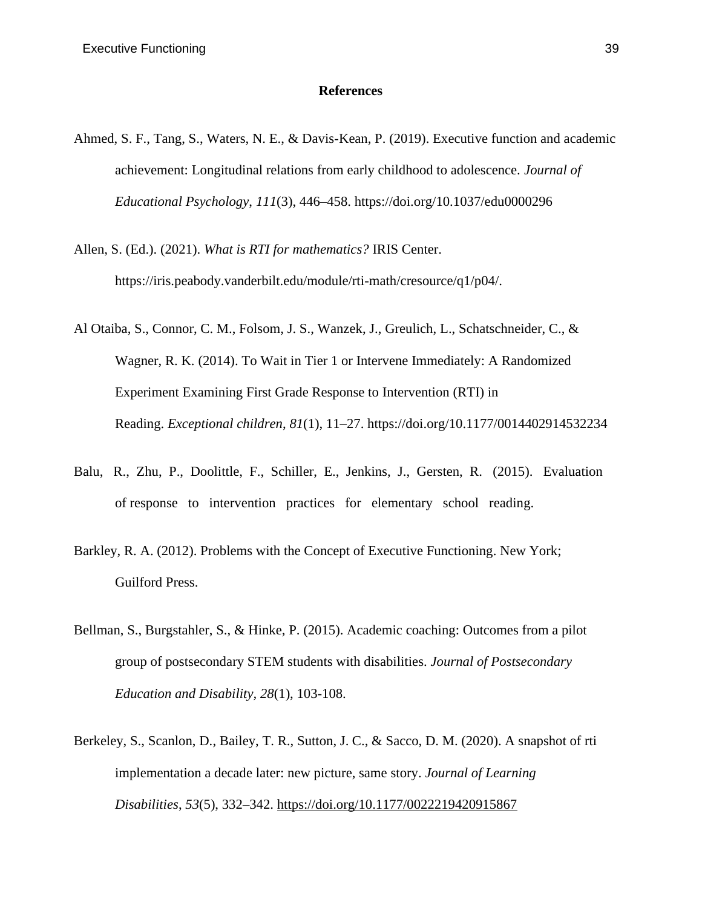# References

Ahmed, S. F., Tang, S., Waters, N. E., & Davis-Kean, P. (2019). Executive function and academic achievement: Longitudinal relations from early childhood to adolescence. *Journal of Educational Psychology*, *111*(3), 446–458. https://doi.org/10.1037/edu0000296

Allen, S. (Ed.). (2021). *What is RTI for mathematics?* IRIS Center. https://iris.peabody.vanderbilt.edu/module/rti-math/cresource/q1/p04/.

Al Otaiba, S., Connor, C. M., Folsom, J. S., Wanzek, J., Greulich, L., Schatschneider, C., & Wagner, R. K. (2014). To Wait in Tier 1 or Intervene Immediately: A Randomized Experiment Examining First Grade Response to Intervention (RTI) in Reading. *Exceptional children*, *81*(1), 11–27. https://doi.org/10.1177/0014402914532234

Balu, R., Zhu, P., Doolittle, F., Schiller, E., Jenkins, J., Gersten, R. (2015). Evaluation of response to intervention practices for elementary school reading.

Barkley, R. A. (2012). Problems with the Concept of Executive Functioning. New York; Guilford Press.

Bellman, S., Burgstahler, S., & Hinke, P. (2015). Academic coaching: Outcomes from a pilot group of postsecondary STEM students with disabilities. *Journal of Postsecondary Education and Disability*, *28*(1), 103-108.

Berkeley, S., Scanlon, D., Bailey, T. R., Sutton, J. C., & Sacco, D. M. (2020). A snapshot of rti implementation a decade later: new picture, same story. *Journal of Learning Disabilities*, *53*(5), 332–342. https://doi.org/10.1177/0022219420915867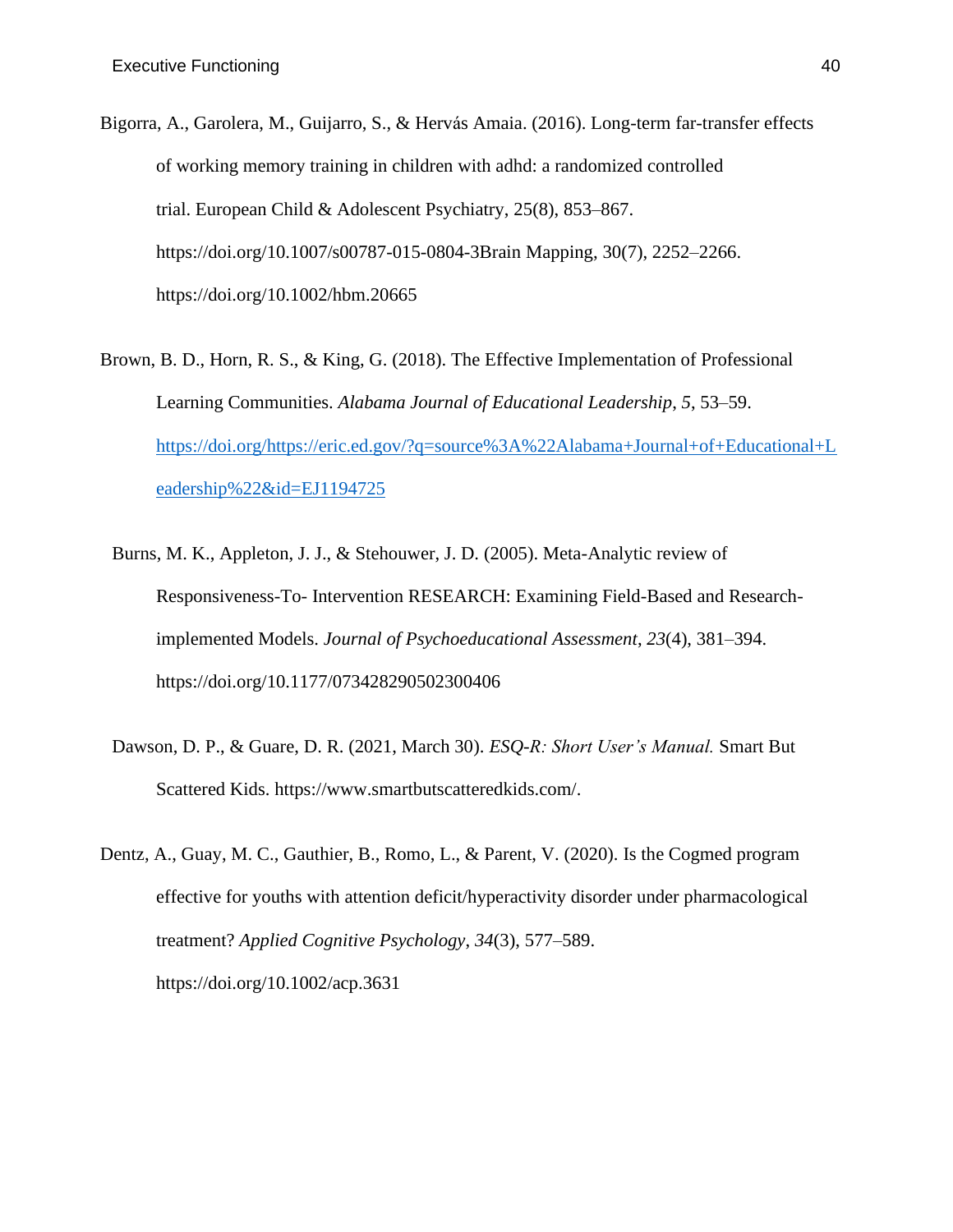Bigorra, A., Garolera, M., Guijarro, S., & Hervás Amaia. (2016). Long-term far-transfer effects of working memory training in children with adhd: a randomized controlled trial. European Child & Adolescent Psychiatry, 25(8), 853–867. https://doi.org/10.1007/s00787-015-0804-3Brain Mapping, 30(7), 2252–2266. https://doi.org/10.1002/hbm.20665

Brown, B. D., Horn, R. S., & King, G. (2018). The Effective Implementation of Professional Learning Communities. *Alabama Journal of Educational Leadership*, *5*, 53–59. https://doi.org/https://eric.ed.gov/?q=source%3A%22Alabama+Journal+of+Educational+Leadership%22&id=EJ1194725

Burns, M. K., Appleton, J. J., & Stehouwer, J. D. (2005). Meta-Analytic review of Responsiveness-To- Intervention RESEARCH: Examining Field-Based and Research-implemented Models. *Journal of Psychoeducational Assessment*, *23*(4), 381–394. https://doi.org/10.1177/073428290502300406

Dawson, D. P., & Guare, D. R. (2021, March 30). *ESQ-R: Short User's Manual.* Smart But Scattered Kids. https://www.smartbutscatteredkids.com/.

Dentz, A., Guay, M. C., Gauthier, B., Romo, L., & Parent, V. (2020). Is the Cogmed program effective for youths with attention deficit/hyperactivity disorder under pharmacological treatment? *Applied Cognitive Psychology*, *34*(3), 577–589. https://doi.org/10.1002/acp.3631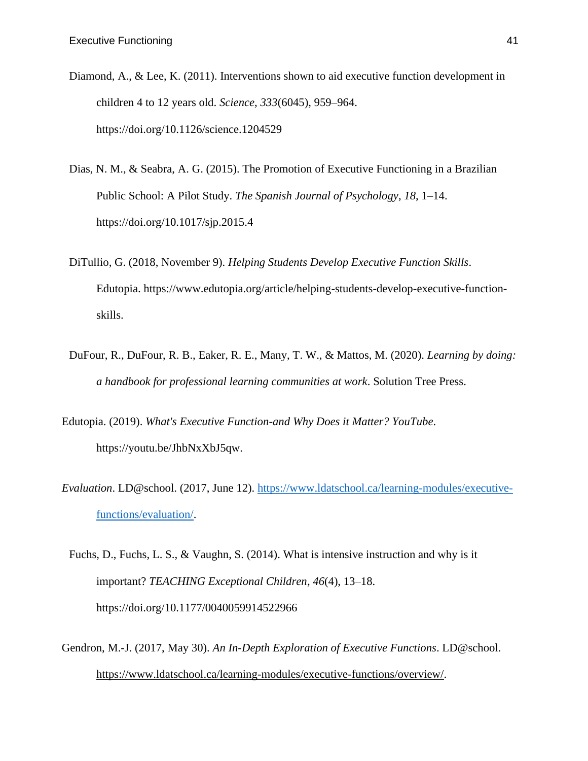Diamond, A., & Lee, K. (2011). Interventions shown to aid executive function development in children 4 to 12 years old. *Science*, *333*(6045), 959–964. https://doi.org/10.1126/science.1204529

Dias, N. M., & Seabra, A. G. (2015). The Promotion of Executive Functioning in a Brazilian Public School: A Pilot Study. *The Spanish Journal of Psychology*, *18*, 1–14. https://doi.org/10.1017/sjp.2015.4

DiTullio, G. (2018, November 9). *Helping Students Develop Executive Function Skills*. Edutopia. https://www.edutopia.org/article/helping-students-develop-executive-function-skills.

DuFour, R., DuFour, R. B., Eaker, R. E., Many, T. W., & Mattos, M. (2020). *Learning by doing: a handbook for professional learning communities at work*. Solution Tree Press.

Edutopia. (2019). *What's Executive Function-and Why Does it Matter? YouTube*. https://youtu.be/JhbNxXbJ5qw.

*Evaluation*. LD@school. (2017, June 12). https://www.ldatschool.ca/learning-modules/executive-functions/evaluation/.

Fuchs, D., Fuchs, L. S., & Vaughn, S. (2014). What is intensive instruction and why is it important? *TEACHING Exceptional Children*, *46*(4), 13–18. https://doi.org/10.1177/0040059914522966

Gendron, M.-J. (2017, May 30). *An In-Depth Exploration of Executive Functions*. LD@school. https://www.ldatschool.ca/learning-modules/executive-functions/overview/.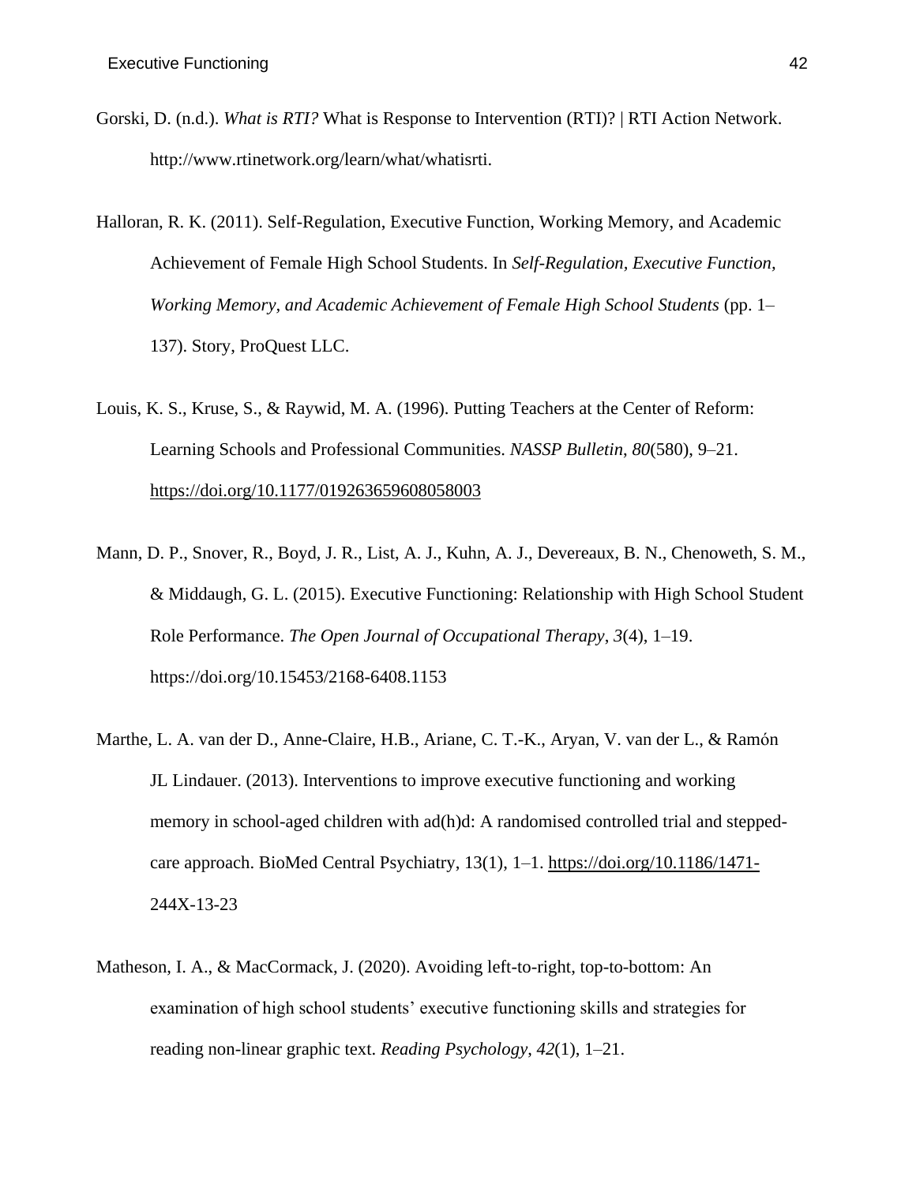Gorski, D. (n.d.). *What is RTI?* What is Response to Intervention (RTI)? | RTI Action Network. http://www.rtinetwork.org/learn/what/whatisrti.

Halloran, R. K. (2011). Self-Regulation, Executive Function, Working Memory, and Academic Achievement of Female High School Students. In *Self-Regulation, Executive Function, Working Memory, and Academic Achievement of Female High School Students* (pp. 1–137). Story, ProQuest LLC.

Louis, K. S., Kruse, S., & Raywid, M. A. (1996). Putting Teachers at the Center of Reform: Learning Schools and Professional Communities. *NASSP Bulletin*, *80*(580), 9–21. https://doi.org/10.1177/019263659608058003

Mann, D. P., Snover, R., Boyd, J. R., List, A. J., Kuhn, A. J., Devereaux, B. N., Chenoweth, S. M., & Middaugh, G. L. (2015). Executive Functioning: Relationship with High School Student Role Performance. *The Open Journal of Occupational Therapy*, *3*(4), 1–19. https://doi.org/10.15453/2168-6408.1153

Marthe, L. A. van der D., Anne-Claire, H.B., Ariane, C. T.-K., Aryan, V. van der L., & Ramón JL Lindauer. (2013). Interventions to improve executive functioning and working memory in school-aged children with ad(h)d: A randomised controlled trial and stepped-care approach. BioMed Central Psychiatry, 13(1), 1–1. https://doi.org/10.1186/1471-244X-13-23

Matheson, I. A., & MacCormack, J. (2020). Avoiding left-to-right, top-to-bottom: An examination of high school students' executive functioning skills and strategies for reading non-linear graphic text. *Reading Psychology*, *42*(1), 1–21.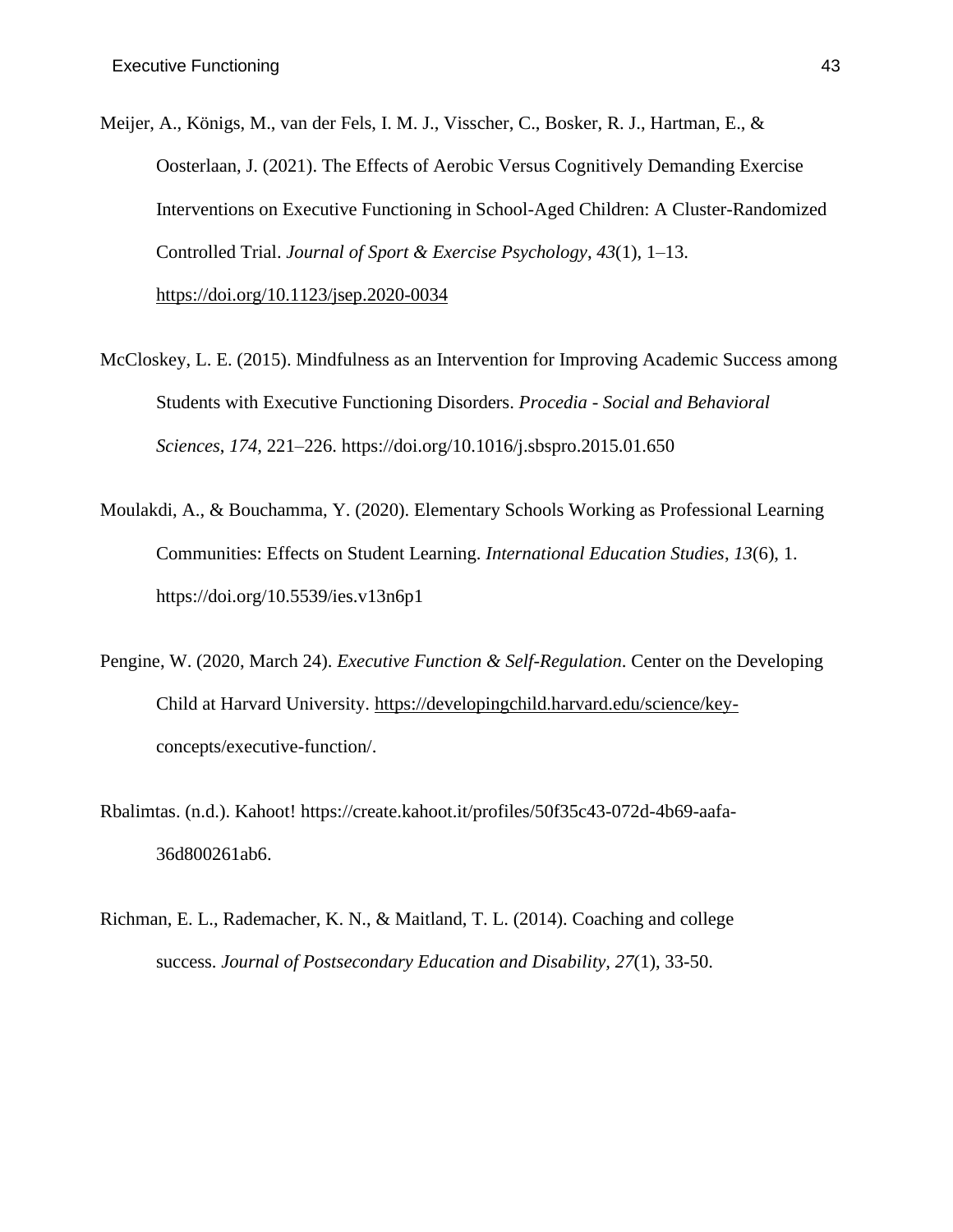Meijer, A., Königs, M., van der Fels, I. M. J., Visscher, C., Bosker, R. J., Hartman, E., & Oosterlaan, J. (2021). The Effects of Aerobic Versus Cognitively Demanding Exercise Interventions on Executive Functioning in School-Aged Children: A Cluster-Randomized Controlled Trial. *Journal of Sport & Exercise Psychology*, *43*(1), 1–13. https://doi.org/10.1123/jsep.2020-0034

McCloskey, L. E. (2015). Mindfulness as an Intervention for Improving Academic Success among Students with Executive Functioning Disorders. *Procedia - Social and Behavioral Sciences*, *174*, 221–226. https://doi.org/10.1016/j.sbspro.2015.01.650

Moulakdi, A., & Bouchamma, Y. (2020). Elementary Schools Working as Professional Learning Communities: Effects on Student Learning. *International Education Studies*, *13*(6), 1. https://doi.org/10.5539/ies.v13n6p1

Pengine, W. (2020, March 24). *Executive Function & Self-Regulation*. Center on the Developing Child at Harvard University. https://developingchild.harvard.edu/science/key-concepts/executive-function/.

Rbalimtas. (n.d.). Kahoot! https://create.kahoot.it/profiles/50f35c43-072d-4b69-aafa-36d800261ab6.

Richman, E. L., Rademacher, K. N., & Maitland, T. L. (2014). Coaching and college success. *Journal of Postsecondary Education and Disability, 27*(1), 33-50.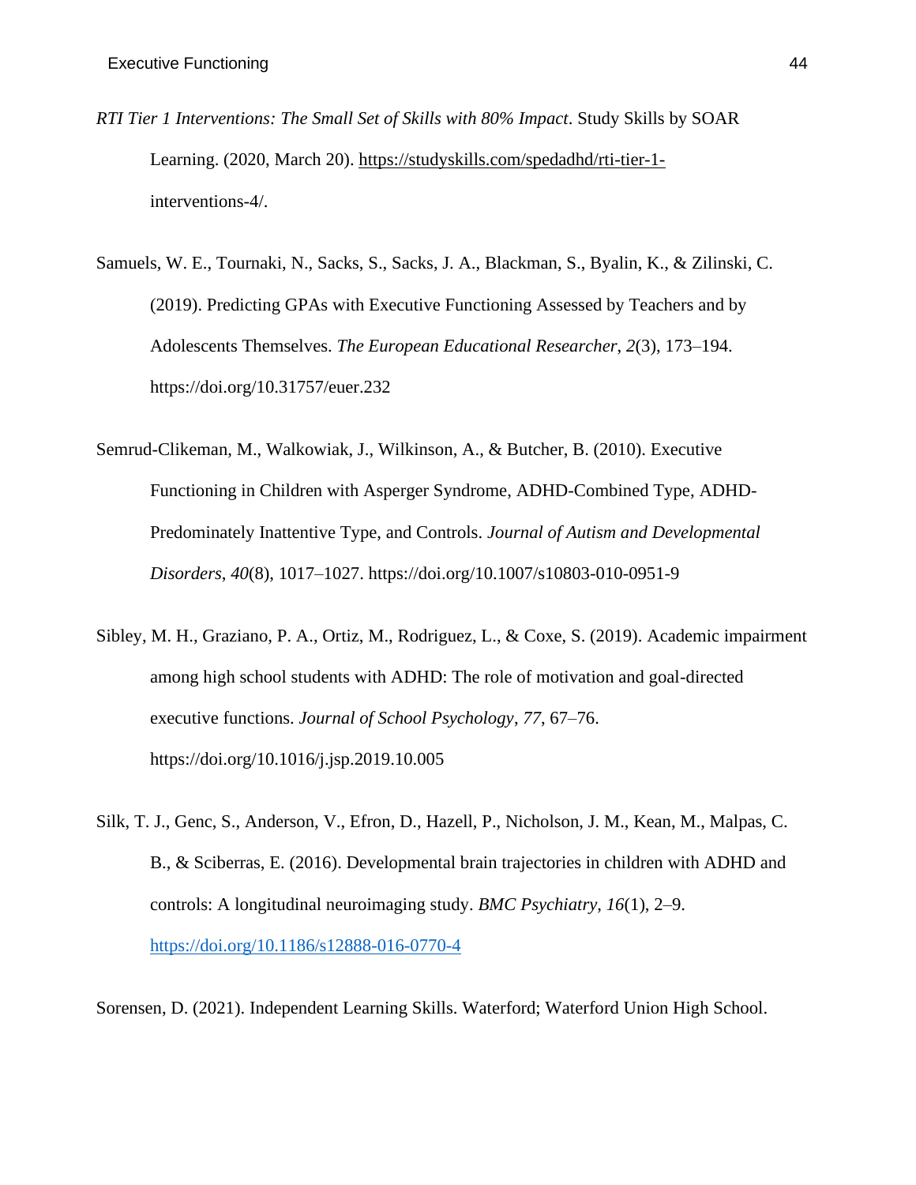*RTI Tier 1 Interventions: The Small Set of Skills with 80% Impact*. Study Skills by SOAR Learning. (2020, March 20). https://studyskills.com/spedadhd/rti-tier-1-interventions-4/.

Samuels, W. E., Tournaki, N., Sacks, S., Sacks, J. A., Blackman, S., Byalin, K., & Zilinski, C. (2019). Predicting GPAs with Executive Functioning Assessed by Teachers and by Adolescents Themselves. *The European Educational Researcher*, *2*(3), 173–194. https://doi.org/10.31757/euer.232

Semrud-Clikeman, M., Walkowiak, J., Wilkinson, A., & Butcher, B. (2010). Executive Functioning in Children with Asperger Syndrome, ADHD-Combined Type, ADHD-Predominately Inattentive Type, and Controls. *Journal of Autism and Developmental Disorders*, *40*(8), 1017–1027. https://doi.org/10.1007/s10803-010-0951-9

Sibley, M. H., Graziano, P. A., Ortiz, M., Rodriguez, L., & Coxe, S. (2019). Academic impairment among high school students with ADHD: The role of motivation and goal-directed executive functions. *Journal of School Psychology*, *77*, 67–76. https://doi.org/10.1016/j.jsp.2019.10.005

Silk, T. J., Genc, S., Anderson, V., Efron, D., Hazell, P., Nicholson, J. M., Kean, M., Malpas, C. B., & Sciberras, E. (2016). Developmental brain trajectories in children with ADHD and controls: A longitudinal neuroimaging study. *BMC Psychiatry*, *16*(1), 2–9. https://doi.org/10.1186/s12888-016-0770-4

Sorensen, D. (2021). Independent Learning Skills. Waterford; Waterford Union High School.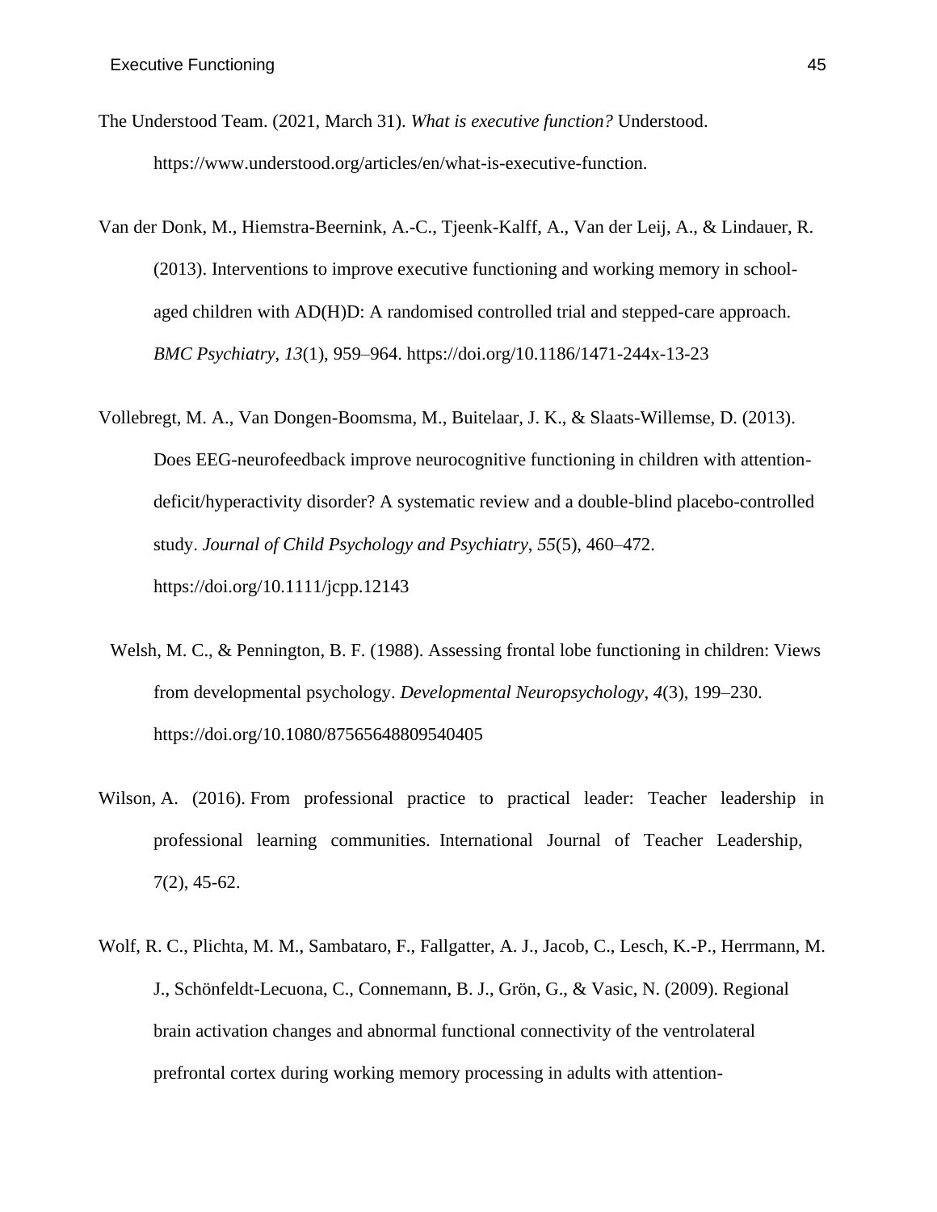The Understood Team. (2021, March 31). *What is executive function?* Understood. https://www.understood.org/articles/en/what-is-executive-function.

Van der Donk, M., Hiemstra-Beernink, A.-C., Tjeenk-Kalff, A., Van der Leij, A., & Lindauer, R. (2013). Interventions to improve executive functioning and working memory in school-aged children with AD(H)D: A randomised controlled trial and stepped-care approach. *BMC Psychiatry*, *13*(1), 959–964. https://doi.org/10.1186/1471-244x-13-23

Vollebregt, M. A., Van Dongen-Boomsma, M., Buitelaar, J. K., & Slaats-Willemse, D. (2013). Does EEG-neurofeedback improve neurocognitive functioning in children with attention-deficit/hyperactivity disorder? A systematic review and a double-blind placebo-controlled study. *Journal of Child Psychology and Psychiatry*, *55*(5), 460–472. https://doi.org/10.1111/jcpp.12143

Welsh, M. C., & Pennington, B. F. (1988). Assessing frontal lobe functioning in children: Views from developmental psychology. *Developmental Neuropsychology*, *4*(3), 199–230. https://doi.org/10.1080/87565648809540405

Wilson, A. (2016). From professional practice to practical leader: Teacher leadership in professional learning communities. International Journal of Teacher Leadership, 7(2), 45-62.

Wolf, R. C., Plichta, M. M., Sambataro, F., Fallgatter, A. J., Jacob, C., Lesch, K.-P., Herrmann, M. J., Schönfeldt-Lecuona, C., Connemann, B. J., Grön, G., & Vasic, N. (2009). Regional brain activation changes and abnormal functional connectivity of the ventrolateral prefrontal cortex during working memory processing in adults with attention-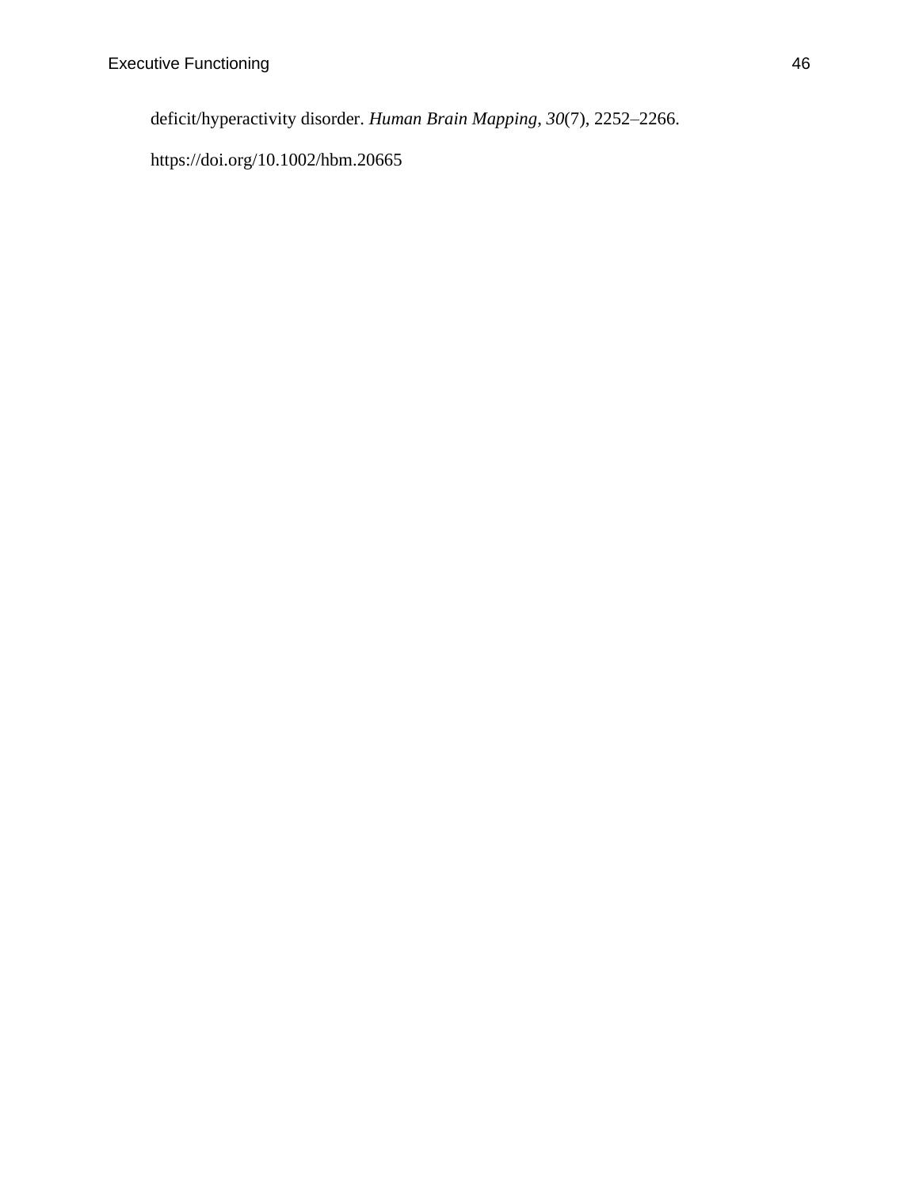deficit/hyperactivity disorder. *Human Brain Mapping*, *30*(7), 2252–2266. https://doi.org/10.1002/hbm.20665